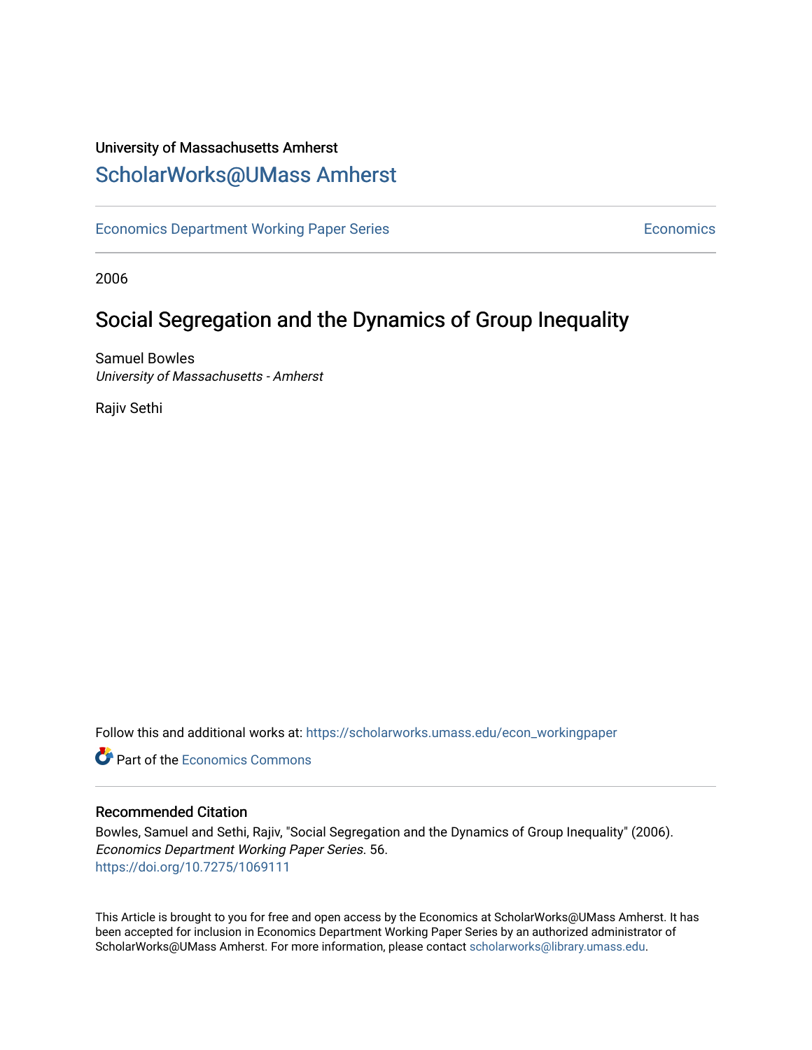University of Massachusetts Amherst

# ScholarWorks@UMass Amherst

Economics Department Working Paper Series | Economics

2006

## Social Segregation and the Dynamics of Group Inequality

Samuel Bowles
*University of Massachusetts - Amherst*

Rajiv Sethi

Follow this and additional works at: https://scholarworks.umass.edu/econ_workingpaper

Part of the Economics Commons

### Recommended Citation

Bowles, Samuel and Sethi, Rajiv, "Social Segregation and the Dynamics of Group Inequality" (2006). *Economics Department Working Paper Series*. 56.
https://doi.org/10.7275/1069111

This Article is brought to you for free and open access by the Economics at ScholarWorks@UMass Amherst. It has been accepted for inclusion in Economics Department Working Paper Series by an authorized administrator of ScholarWorks@UMass Amherst. For more information, please contact scholarworks@library.umass.edu.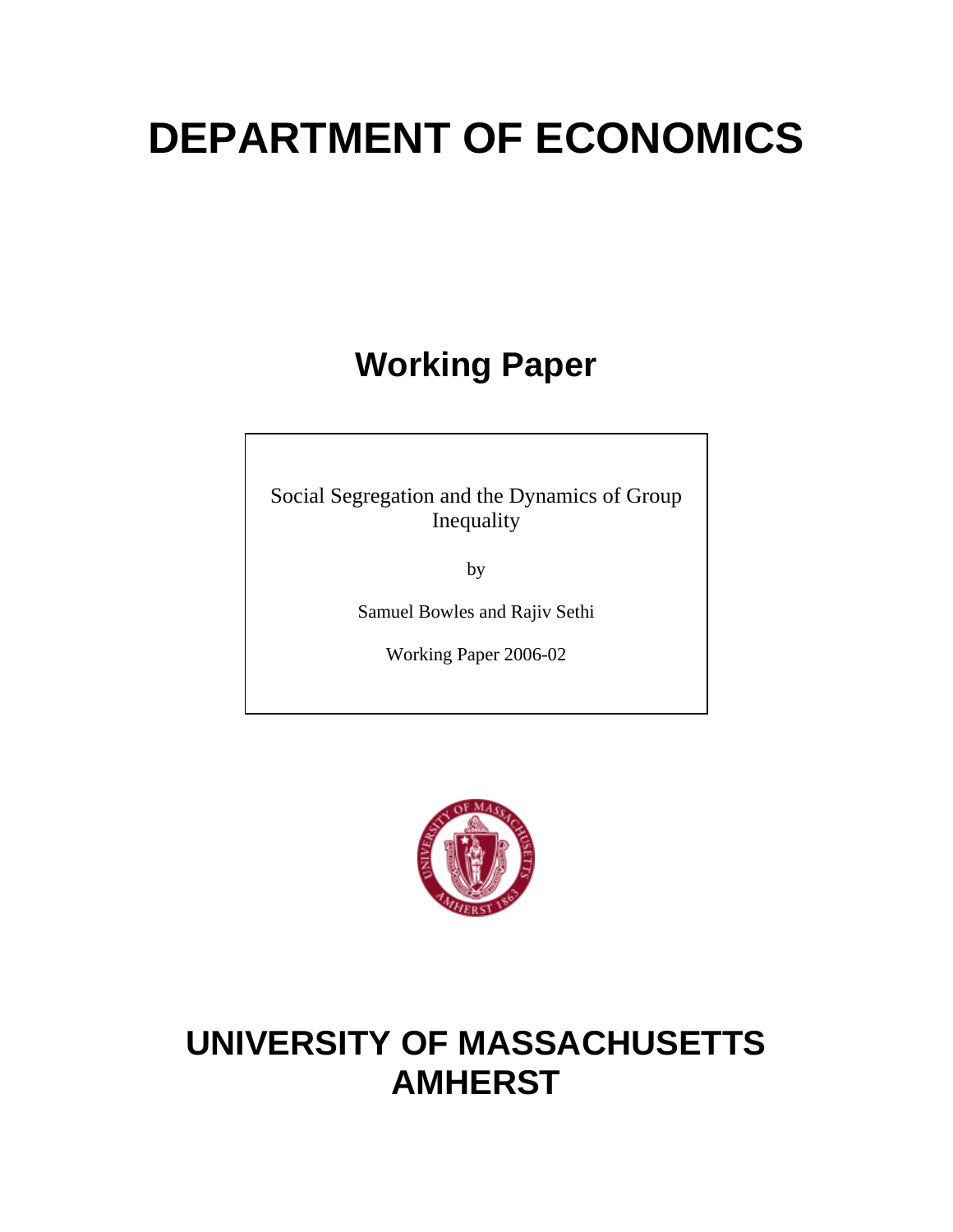# DEPARTMENT OF ECONOMICS

## Working Paper

Social Segregation and the Dynamics of Group Inequality

by

Samuel Bowles and Rajiv Sethi

Working Paper 2006-02

# UNIVERSITY OF MASSACHUSETTS AMHERST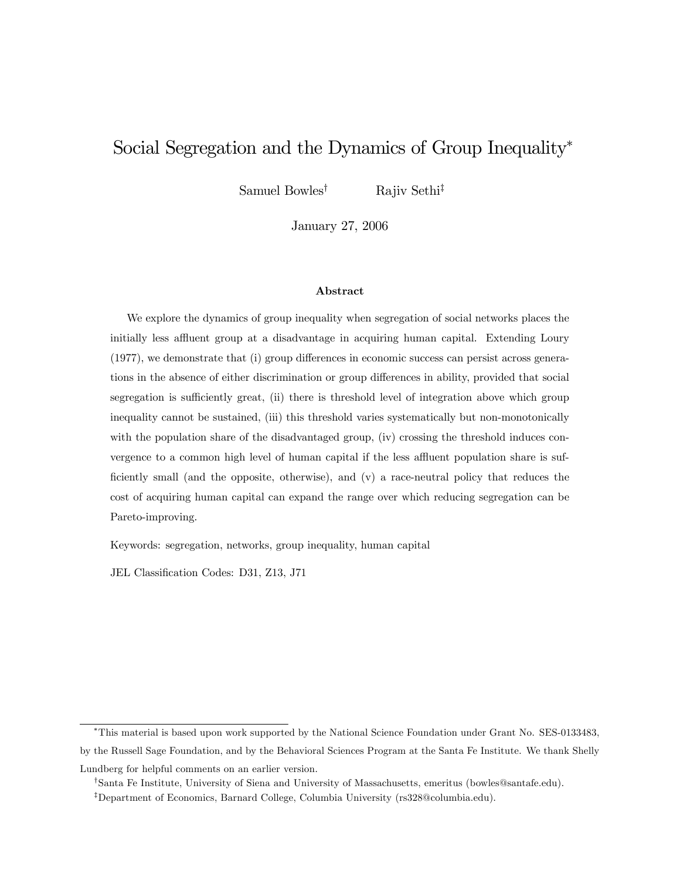# Social Segregation and the Dynamics of Group Inequality*

Samuel Bowles[†] Rajiv Sethi[‡]

January 27, 2006

### Abstract

We explore the dynamics of group inequality when segregation of social networks places the initially less affluent group at a disadvantage in acquiring human capital. Extending Loury (1977), we demonstrate that (i) group differences in economic success can persist across generations in the absence of either discrimination or group differences in ability, provided that social segregation is sufficiently great, (ii) there is threshold level of integration above which group inequality cannot be sustained, (iii) this threshold varies systematically but non-monotonically with the population share of the disadvantaged group, (iv) crossing the threshold induces convergence to a common high level of human capital if the less affluent population share is sufficiently small (and the opposite, otherwise), and (v) a race-neutral policy that reduces the cost of acquiring human capital can expand the range over which reducing segregation can be Pareto-improving.

Keywords: segregation, networks, group inequality, human capital

JEL Classification Codes: D31, Z13, J71

---

*This material is based upon work supported by the National Science Foundation under Grant No. SES-0133483, by the Russell Sage Foundation, and by the Behavioral Sciences Program at the Santa Fe Institute. We thank Shelly Lundberg for helpful comments on an earlier version.

[†]Santa Fe Institute, University of Siena and University of Massachusetts, emeritus (bowles@santafe.edu).

[‡]Department of Economics, Barnard College, Columbia University (rs328@columbia.edu).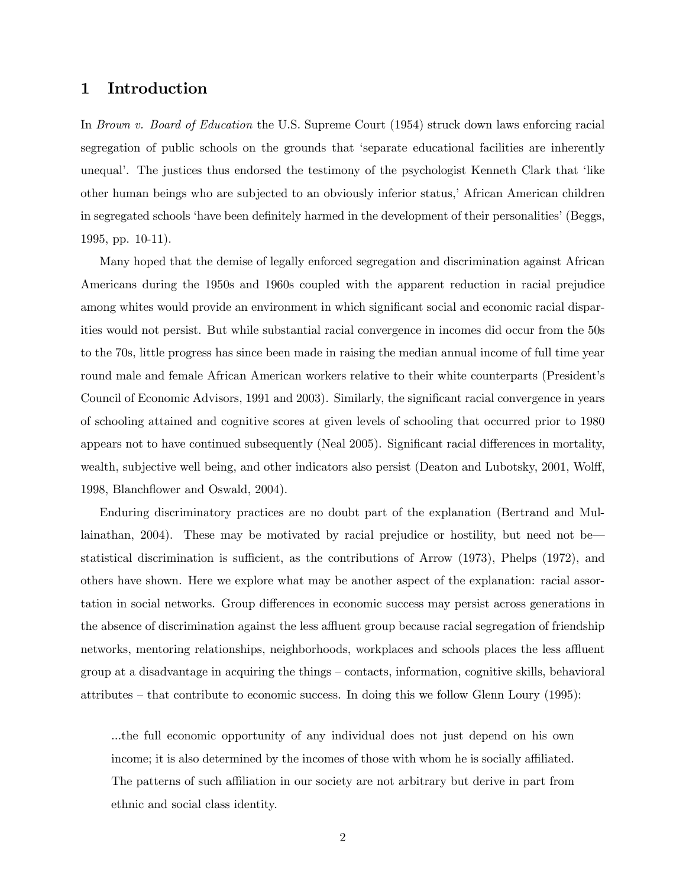# 1 Introduction

In *Brown v. Board of Education* the U.S. Supreme Court (1954) struck down laws enforcing racial segregation of public schools on the grounds that 'separate educational facilities are inherently unequal'. The justices thus endorsed the testimony of the psychologist Kenneth Clark that 'like other human beings who are subjected to an obviously inferior status,' African American children in segregated schools 'have been definitely harmed in the development of their personalities' (Beggs, 1995, pp. 10-11).

Many hoped that the demise of legally enforced segregation and discrimination against African Americans during the 1950s and 1960s coupled with the apparent reduction in racial prejudice among whites would provide an environment in which significant social and economic racial disparities would not persist. But while substantial racial convergence in incomes did occur from the 50s to the 70s, little progress has since been made in raising the median annual income of full time year round male and female African American workers relative to their white counterparts (President's Council of Economic Advisors, 1991 and 2003). Similarly, the significant racial convergence in years of schooling attained and cognitive scores at given levels of schooling that occurred prior to 1980 appears not to have continued subsequently (Neal 2005). Significant racial differences in mortality, wealth, subjective well being, and other indicators also persist (Deaton and Lubotsky, 2001, Wolff, 1998, Blanchflower and Oswald, 2004).

Enduring discriminatory practices are no doubt part of the explanation (Bertrand and Mullainathan, 2004). These may be motivated by racial prejudice or hostility, but need not be—statistical discrimination is sufficient, as the contributions of Arrow (1973), Phelps (1972), and others have shown. Here we explore what may be another aspect of the explanation: racial assortation in social networks. Group differences in economic success may persist across generations in the absence of discrimination against the less affluent group because racial segregation of friendship networks, mentoring relationships, neighborhoods, workplaces and schools places the less affluent group at a disadvantage in acquiring the things – contacts, information, cognitive skills, behavioral attributes – that contribute to economic success. In doing this we follow Glenn Loury (1995):

> ...the full economic opportunity of any individual does not just depend on his own income; it is also determined by the incomes of those with whom he is socially affiliated. The patterns of such affiliation in our society are not arbitrary but derive in part from ethnic and social class identity.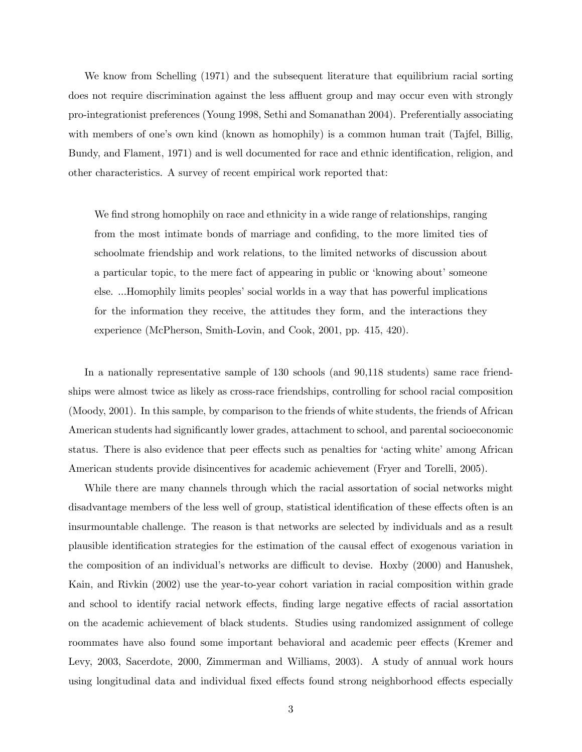We know from Schelling (1971) and the subsequent literature that equilibrium racial sorting does not require discrimination against the less affluent group and may occur even with strongly pro-integrationist preferences (Young 1998, Sethi and Somanathan 2004). Preferentially associating with members of one's own kind (known as homophily) is a common human trait (Tajfel, Billig, Bundy, and Flament, 1971) and is well documented for race and ethnic identification, religion, and other characteristics. A survey of recent empirical work reported that:

> We find strong homophily on race and ethnicity in a wide range of relationships, ranging from the most intimate bonds of marriage and confiding, to the more limited ties of schoolmate friendship and work relations, to the limited networks of discussion about a particular topic, to the mere fact of appearing in public or 'knowing about' someone else. ...Homophily limits peoples' social worlds in a way that has powerful implications for the information they receive, the attitudes they form, and the interactions they experience (McPherson, Smith-Lovin, and Cook, 2001, pp. 415, 420).

In a nationally representative sample of 130 schools (and 90,118 students) same race friendships were almost twice as likely as cross-race friendships, controlling for school racial composition (Moody, 2001). In this sample, by comparison to the friends of white students, the friends of African American students had significantly lower grades, attachment to school, and parental socioeconomic status. There is also evidence that peer effects such as penalties for 'acting white' among African American students provide disincentives for academic achievement (Fryer and Torelli, 2005).

While there are many channels through which the racial assortation of social networks might disadvantage members of the less well of group, statistical identification of these effects often is an insurmountable challenge. The reason is that networks are selected by individuals and as a result plausible identification strategies for the estimation of the causal effect of exogenous variation in the composition of an individual's networks are difficult to devise. Hoxby (2000) and Hanushek, Kain, and Rivkin (2002) use the year-to-year cohort variation in racial composition within grade and school to identify racial network effects, finding large negative effects of racial assortation on the academic achievement of black students. Studies using randomized assignment of college roommates have also found some important behavioral and academic peer effects (Kremer and Levy, 2003, Sacerdote, 2000, Zimmerman and Williams, 2003). A study of annual work hours using longitudinal data and individual fixed effects found strong neighborhood effects especially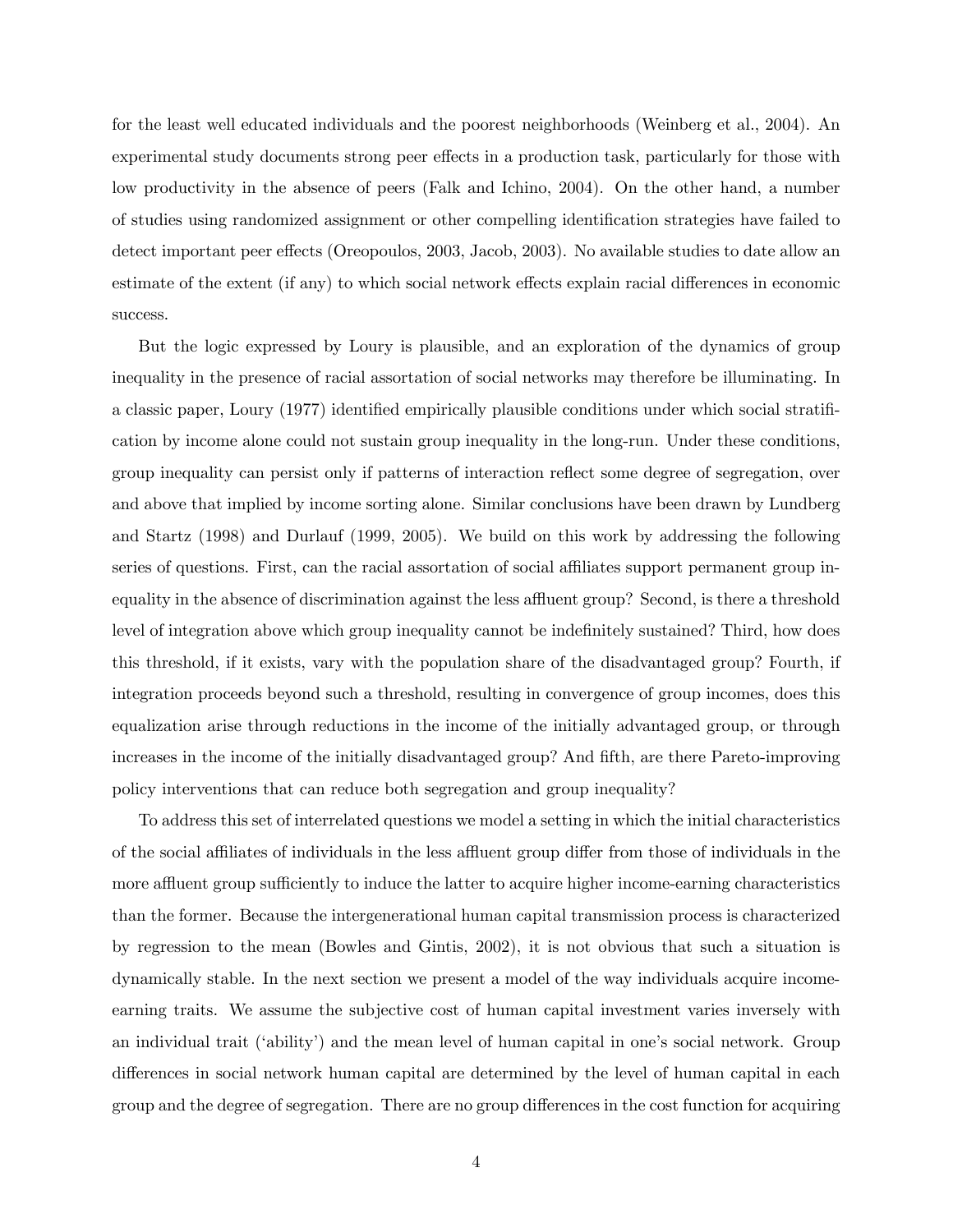for the least well educated individuals and the poorest neighborhoods (Weinberg et al., 2004). An experimental study documents strong peer effects in a production task, particularly for those with low productivity in the absence of peers (Falk and Ichino, 2004). On the other hand, a number of studies using randomized assignment or other compelling identification strategies have failed to detect important peer effects (Oreopoulos, 2003, Jacob, 2003). No available studies to date allow an estimate of the extent (if any) to which social network effects explain racial differences in economic success.

But the logic expressed by Loury is plausible, and an exploration of the dynamics of group inequality in the presence of racial assortation of social networks may therefore be illuminating. In a classic paper, Loury (1977) identified empirically plausible conditions under which social stratification by income alone could not sustain group inequality in the long-run. Under these conditions, group inequality can persist only if patterns of interaction reflect some degree of segregation, over and above that implied by income sorting alone. Similar conclusions have been drawn by Lundberg and Startz (1998) and Durlauf (1999, 2005). We build on this work by addressing the following series of questions. First, can the racial assortation of social affiliates support permanent group inequality in the absence of discrimination against the less affluent group? Second, is there a threshold level of integration above which group inequality cannot be indefinitely sustained? Third, how does this threshold, if it exists, vary with the population share of the disadvantaged group? Fourth, if integration proceeds beyond such a threshold, resulting in convergence of group incomes, does this equalization arise through reductions in the income of the initially advantaged group, or through increases in the income of the initially disadvantaged group? And fifth, are there Pareto-improving policy interventions that can reduce both segregation and group inequality?

To address this set of interrelated questions we model a setting in which the initial characteristics of the social affiliates of individuals in the less affluent group differ from those of individuals in the more affluent group sufficiently to induce the latter to acquire higher income-earning characteristics than the former. Because the intergenerational human capital transmission process is characterized by regression to the mean (Bowles and Gintis, 2002), it is not obvious that such a situation is dynamically stable. In the next section we present a model of the way individuals acquire income-earning traits. We assume the subjective cost of human capital investment varies inversely with an individual trait ('ability') and the mean level of human capital in one's social network. Group differences in social network human capital are determined by the level of human capital in each group and the degree of segregation. There are no group differences in the cost function for acquiring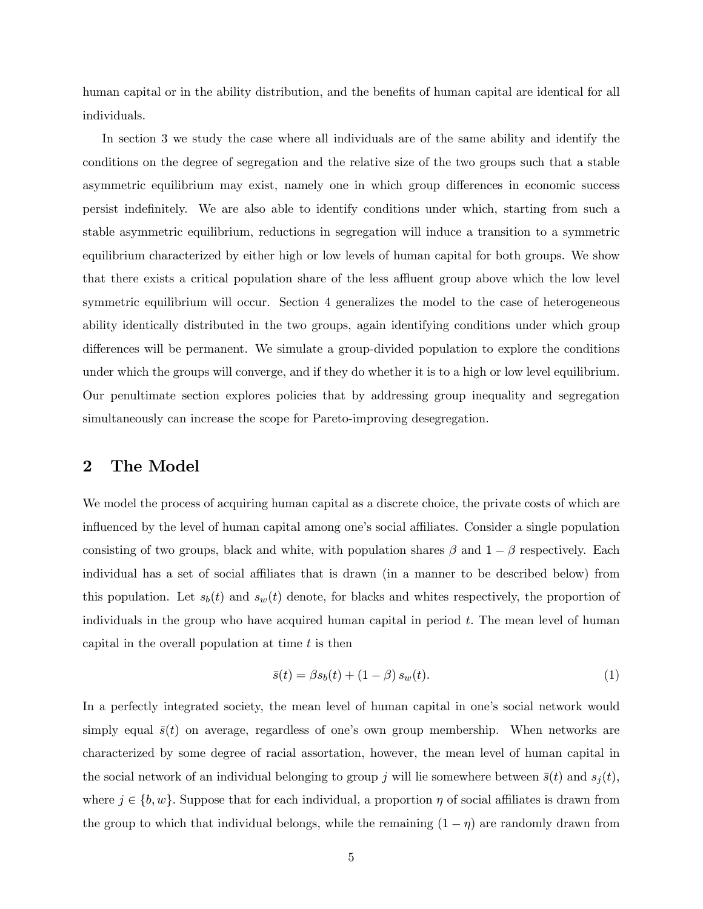human capital or in the ability distribution, and the benefits of human capital are identical for all individuals.

In section 3 we study the case where all individuals are of the same ability and identify the conditions on the degree of segregation and the relative size of the two groups such that a stable asymmetric equilibrium may exist, namely one in which group differences in economic success persist indefinitely. We are also able to identify conditions under which, starting from such a stable asymmetric equilibrium, reductions in segregation will induce a transition to a symmetric equilibrium characterized by either high or low levels of human capital for both groups. We show that there exists a critical population share of the less affluent group above which the low level symmetric equilibrium will occur. Section 4 generalizes the model to the case of heterogeneous ability identically distributed in the two groups, again identifying conditions under which group differences will be permanent. We simulate a group-divided population to explore the conditions under which the groups will converge, and if they do whether it is to a high or low level equilibrium. Our penultimate section explores policies that by addressing group inequality and segregation simultaneously can increase the scope for Pareto-improving desegregation.

## 2 The Model

We model the process of acquiring human capital as a discrete choice, the private costs of which are influenced by the level of human capital among one's social affiliates. Consider a single population consisting of two groups, black and white, with population shares $\beta$ and $1-\beta$ respectively. Each individual has a set of social affiliates that is drawn (in a manner to be described below) from this population. Let $s_b(t)$ and $s_w(t)$ denote, for blacks and whites respectively, the proportion of individuals in the group who have acquired human capital in period $t$. The mean level of human capital in the overall population at time $t$ is then

$$\bar{s}(t) = \beta s_b(t) + (1-\beta)\, s_w(t). \tag{1}$$

In a perfectly integrated society, the mean level of human capital in one's social network would simply equal $\bar{s}(t)$ on average, regardless of one's own group membership. When networks are characterized by some degree of racial assortation, however, the mean level of human capital in the social network of an individual belonging to group $j$ will lie somewhere between $\bar{s}(t)$ and $s_j(t)$, where $j \in \{b, w\}$. Suppose that for each individual, a proportion $\eta$ of social affiliates is drawn from the group to which that individual belongs, while the remaining $(1-\eta)$ are randomly drawn from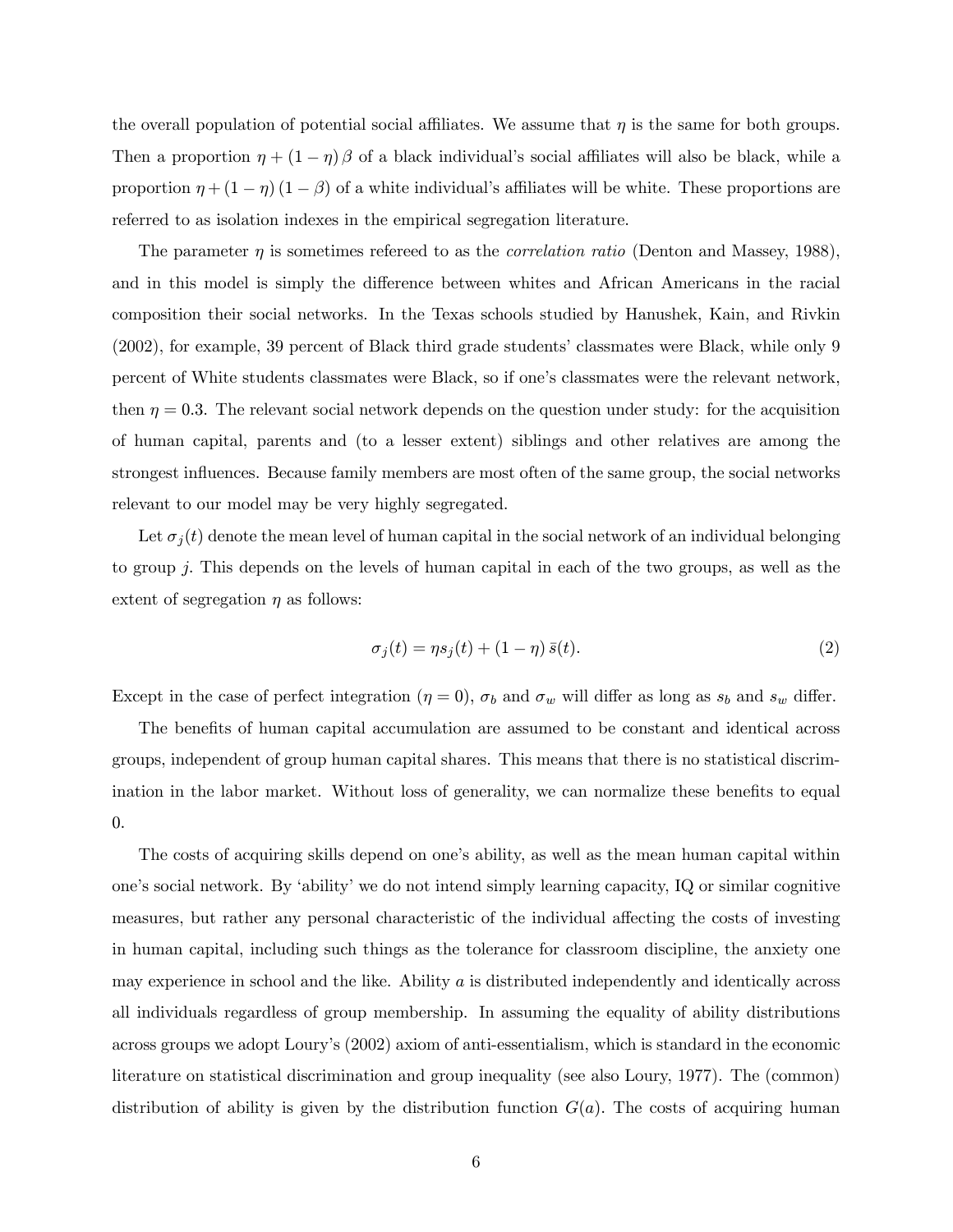the overall population of potential social affiliates. We assume that $\eta$ is the same for both groups. Then a proportion $\eta + (1 - \eta)\beta$ of a black individual's social affiliates will also be black, while a proportion $\eta + (1 - \eta)(1 - \beta)$ of a white individual's affiliates will be white. These proportions are referred to as isolation indexes in the empirical segregation literature.

The parameter $\eta$ is sometimes refereed to as the *correlation ratio* (Denton and Massey, 1988), and in this model is simply the difference between whites and African Americans in the racial composition their social networks. In the Texas schools studied by Hanushek, Kain, and Rivkin (2002), for example, 39 percent of Black third grade students' classmates were Black, while only 9 percent of White students classmates were Black, so if one's classmates were the relevant network, then $\eta = 0.3$. The relevant social network depends on the question under study: for the acquisition of human capital, parents and (to a lesser extent) siblings and other relatives are among the strongest influences. Because family members are most often of the same group, the social networks relevant to our model may be very highly segregated.

Let $\sigma_j(t)$ denote the mean level of human capital in the social network of an individual belonging to group $j$. This depends on the levels of human capital in each of the two groups, as well as the extent of segregation $\eta$ as follows:

$$\sigma_j(t) = \eta s_j(t) + (1 - \eta)\,\bar{s}(t). \tag{2}$$

Except in the case of perfect integration ($\eta = 0$), $\sigma_b$ and $\sigma_w$ will differ as long as $s_b$ and $s_w$ differ.

The benefits of human capital accumulation are assumed to be constant and identical across groups, independent of group human capital shares. This means that there is no statistical discrimination in the labor market. Without loss of generality, we can normalize these benefits to equal 0.

The costs of acquiring skills depend on one's ability, as well as the mean human capital within one's social network. By 'ability' we do not intend simply learning capacity, IQ or similar cognitive measures, but rather any personal characteristic of the individual affecting the costs of investing in human capital, including such things as the tolerance for classroom discipline, the anxiety one may experience in school and the like. Ability $a$ is distributed independently and identically across all individuals regardless of group membership. In assuming the equality of ability distributions across groups we adopt Loury's (2002) axiom of anti-essentialism, which is standard in the economic literature on statistical discrimination and group inequality (see also Loury, 1977). The (common) distribution of ability is given by the distribution function $G(a)$. The costs of acquiring human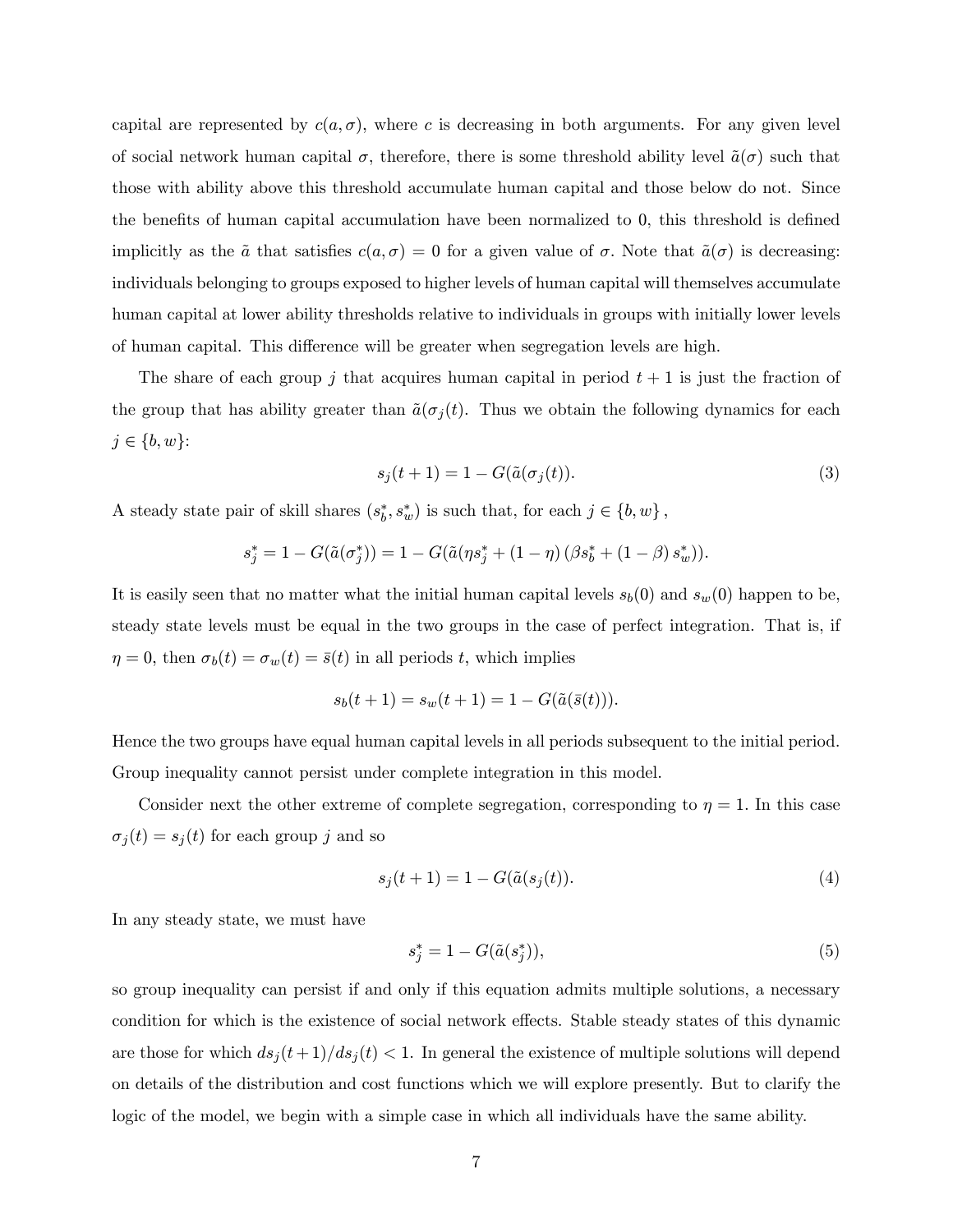capital are represented by $c(a, \sigma)$, where $c$ is decreasing in both arguments. For any given level of social network human capital $\sigma$, therefore, there is some threshold ability level $\tilde{a}(\sigma)$ such that those with ability above this threshold accumulate human capital and those below do not. Since the benefits of human capital accumulation have been normalized to 0, this threshold is defined implicitly as the $\tilde{a}$ that satisfies $c(a, \sigma) = 0$ for a given value of $\sigma$. Note that $\tilde{a}(\sigma)$ is decreasing: individuals belonging to groups exposed to higher levels of human capital will themselves accumulate human capital at lower ability thresholds relative to individuals in groups with initially lower levels of human capital. This difference will be greater when segregation levels are high.

The share of each group $j$ that acquires human capital in period $t+1$ is just the fraction of the group that has ability greater than $\tilde{a}(\sigma_j(t)$. Thus we obtain the following dynamics for each $j \in \{b, w\}$:

$$s_j(t+1) = 1 - G(\tilde{a}(\sigma_j(t)). \tag{3}$$

A steady state pair of skill shares $(s_b^*, s_w^*)$ is such that, for each $j \in \{b, w\}$,

$$s_j^* = 1 - G(\tilde{a}(\sigma_j^*)) = 1 - G(\tilde{a}(\eta s_j^* + (1-\eta)(\beta s_b^* + (1-\beta) s_w^*)).$$

It is easily seen that no matter what the initial human capital levels $s_b(0)$ and $s_w(0)$ happen to be, steady state levels must be equal in the two groups in the case of perfect integration. That is, if $\eta = 0$, then $\sigma_b(t) = \sigma_w(t) = \bar{s}(t)$ in all periods $t$, which implies

$$s_b(t+1) = s_w(t+1) = 1 - G(\tilde{a}(\bar{s}(t))).$$

Hence the two groups have equal human capital levels in all periods subsequent to the initial period. Group inequality cannot persist under complete integration in this model.

Consider next the other extreme of complete segregation, corresponding to $\eta = 1$. In this case $\sigma_j(t) = s_j(t)$ for each group $j$ and so

$$s_j(t+1) = 1 - G(\tilde{a}(s_j(t)). \tag{4}$$

In any steady state, we must have

$$s_j^* = 1 - G(\tilde{a}(s_j^*)), \tag{5}$$

so group inequality can persist if and only if this equation admits multiple solutions, a necessary condition for which is the existence of social network effects. Stable steady states of this dynamic are those for which $ds_j(t+1)/ds_j(t) < 1$. In general the existence of multiple solutions will depend on details of the distribution and cost functions which we will explore presently. But to clarify the logic of the model, we begin with a simple case in which all individuals have the same ability.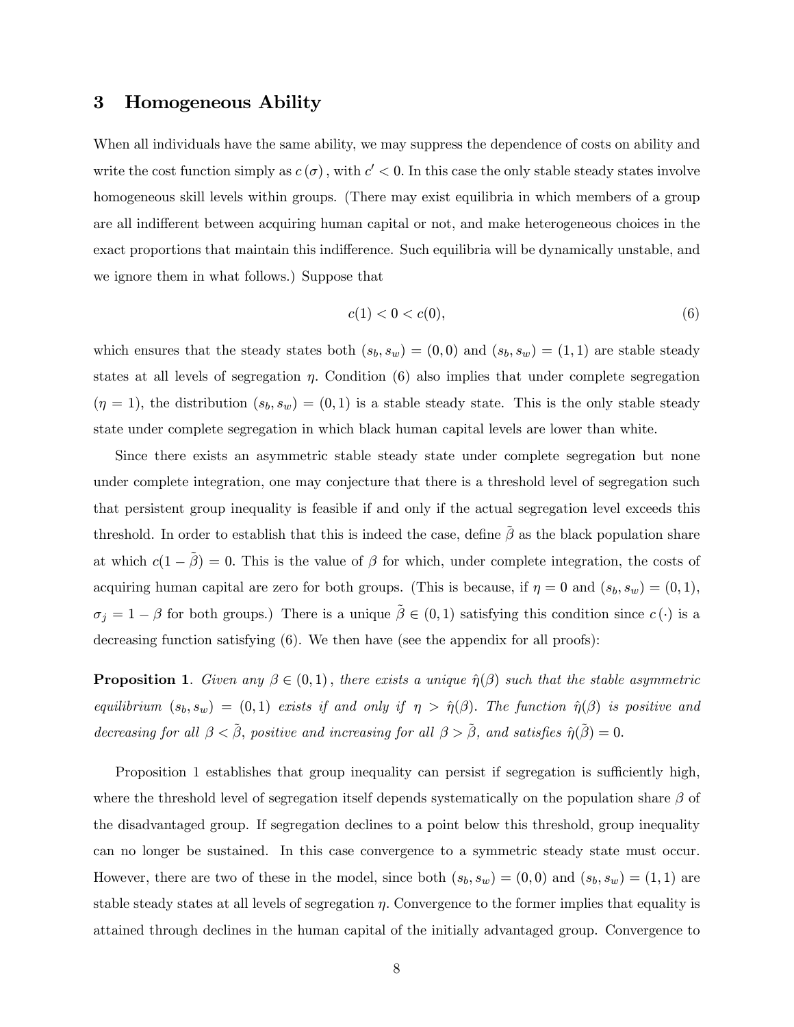## 3 Homogeneous Ability

When all individuals have the same ability, we may suppress the dependence of costs on ability and write the cost function simply as $c(\sigma)$, with $c' < 0$. In this case the only stable steady states involve homogeneous skill levels within groups. (There may exist equilibria in which members of a group are all indifferent between acquiring human capital or not, and make heterogeneous choices in the exact proportions that maintain this indifference. Such equilibria will be dynamically unstable, and we ignore them in what follows.) Suppose that

$$c(1) < 0 < c(0), \tag{6}$$

which ensures that the steady states both $(s_b, s_w) = (0, 0)$ and $(s_b, s_w) = (1, 1)$ are stable steady states at all levels of segregation $\eta$. Condition (6) also implies that under complete segregation ($\eta = 1$), the distribution $(s_b, s_w) = (0, 1)$ is a stable steady state. This is the only stable steady state under complete segregation in which black human capital levels are lower than white.

Since there exists an asymmetric stable steady state under complete segregation but none under complete integration, one may conjecture that there is a threshold level of segregation such that persistent group inequality is feasible if and only if the actual segregation level exceeds this threshold. In order to establish that this is indeed the case, define $\tilde{\beta}$ as the black population share at which $c(1 - \tilde{\beta}) = 0$. This is the value of $\beta$ for which, under complete integration, the costs of acquiring human capital are zero for both groups. (This is because, if $\eta = 0$ and $(s_b, s_w) = (0, 1)$, $\sigma_j = 1 - \beta$ for both groups.) There is a unique $\tilde{\beta} \in (0, 1)$ satisfying this condition since $c(\cdot)$ is a decreasing function satisfying (6). We then have (see the appendix for all proofs):

**Proposition 1**. *Given any $\beta \in (0, 1)$, there exists a unique $\hat{\eta}(\beta)$ such that the stable asymmetric equilibrium $(s_b, s_w) = (0, 1)$ exists if and only if $\eta > \hat{\eta}(\beta)$. The function $\hat{\eta}(\beta)$ is positive and decreasing for all $\beta < \tilde{\beta}$, positive and increasing for all $\beta > \tilde{\beta}$, and satisfies $\hat{\eta}(\tilde{\beta}) = 0$.*

Proposition 1 establishes that group inequality can persist if segregation is sufficiently high, where the threshold level of segregation itself depends systematically on the population share $\beta$ of the disadvantaged group. If segregation declines to a point below this threshold, group inequality can no longer be sustained. In this case convergence to a symmetric steady state must occur. However, there are two of these in the model, since both $(s_b, s_w) = (0, 0)$ and $(s_b, s_w) = (1, 1)$ are stable steady states at all levels of segregation $\eta$. Convergence to the former implies that equality is attained through declines in the human capital of the initially advantaged group. Convergence to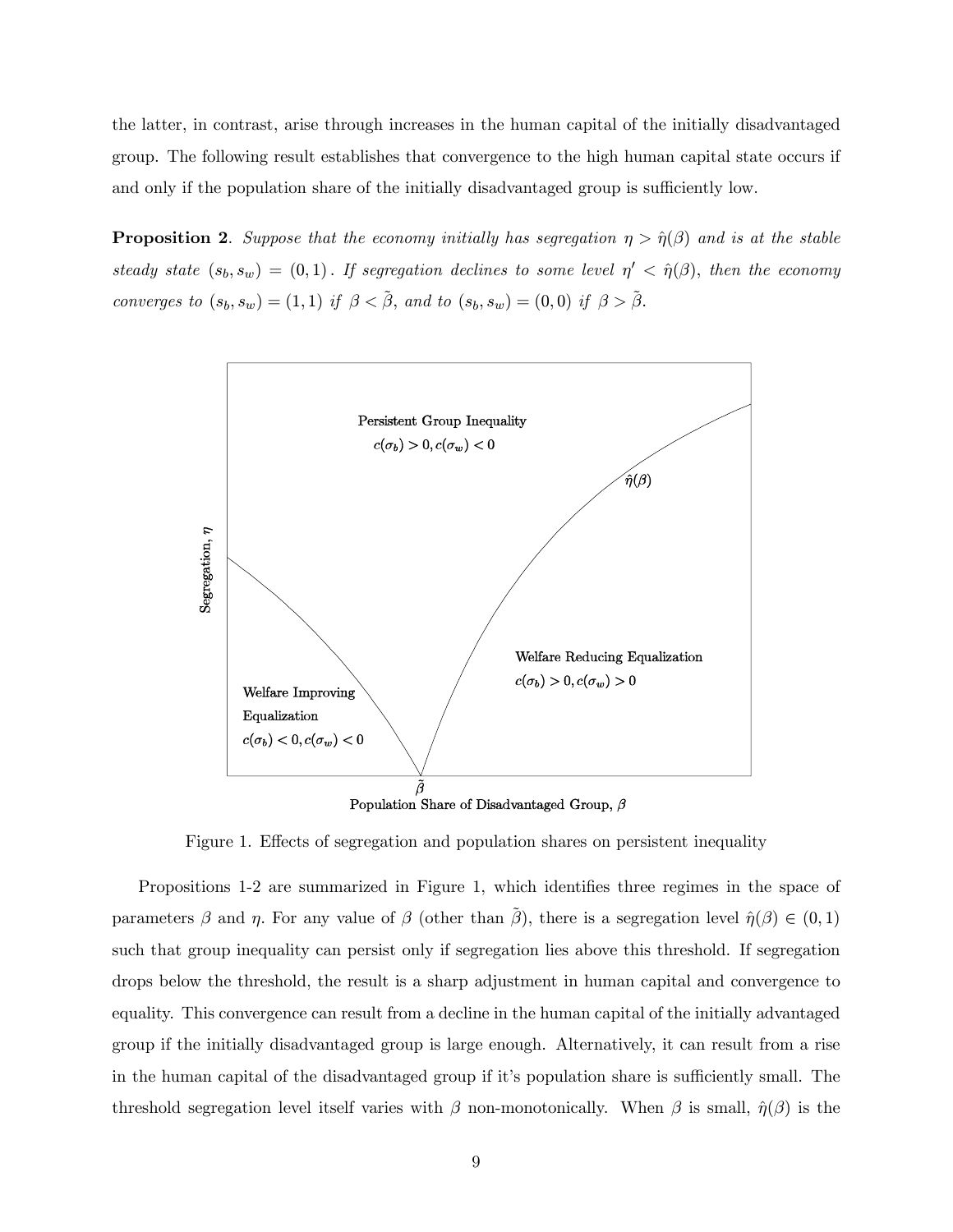the latter, in contrast, arise through increases in the human capital of the initially disadvantaged group. The following result establishes that convergence to the high human capital state occurs if and only if the population share of the initially disadvantaged group is sufficiently low.

**Proposition 2**. *Suppose that the economy initially has segregation $\eta > \hat{\eta}(\beta)$ and is at the stable steady state $(s_b, s_w) = (0, 1)$. If segregation declines to some level $\eta' < \hat{\eta}(\beta)$, then the economy converges to $(s_b, s_w) = (1, 1)$ if $\beta < \tilde{\beta}$, and to $(s_b, s_w) = (0, 0)$ if $\beta > \tilde{\beta}$.*

Figure 1. Effects of segregation and population shares on persistent inequality

Propositions 1-2 are summarized in Figure 1, which identifies three regimes in the space of parameters $\beta$ and $\eta$. For any value of $\beta$ (other than $\tilde{\beta}$), there is a segregation level $\hat{\eta}(\beta) \in (0, 1)$ such that group inequality can persist only if segregation lies above this threshold. If segregation drops below the threshold, the result is a sharp adjustment in human capital and convergence to equality. This convergence can result from a decline in the human capital of the initially advantaged group if the initially disadvantaged group is large enough. Alternatively, it can result from a rise in the human capital of the disadvantaged group if it's population share is sufficiently small. The threshold segregation level itself varies with $\beta$ non-monotonically. When $\beta$ is small, $\hat{\eta}(\beta)$ is the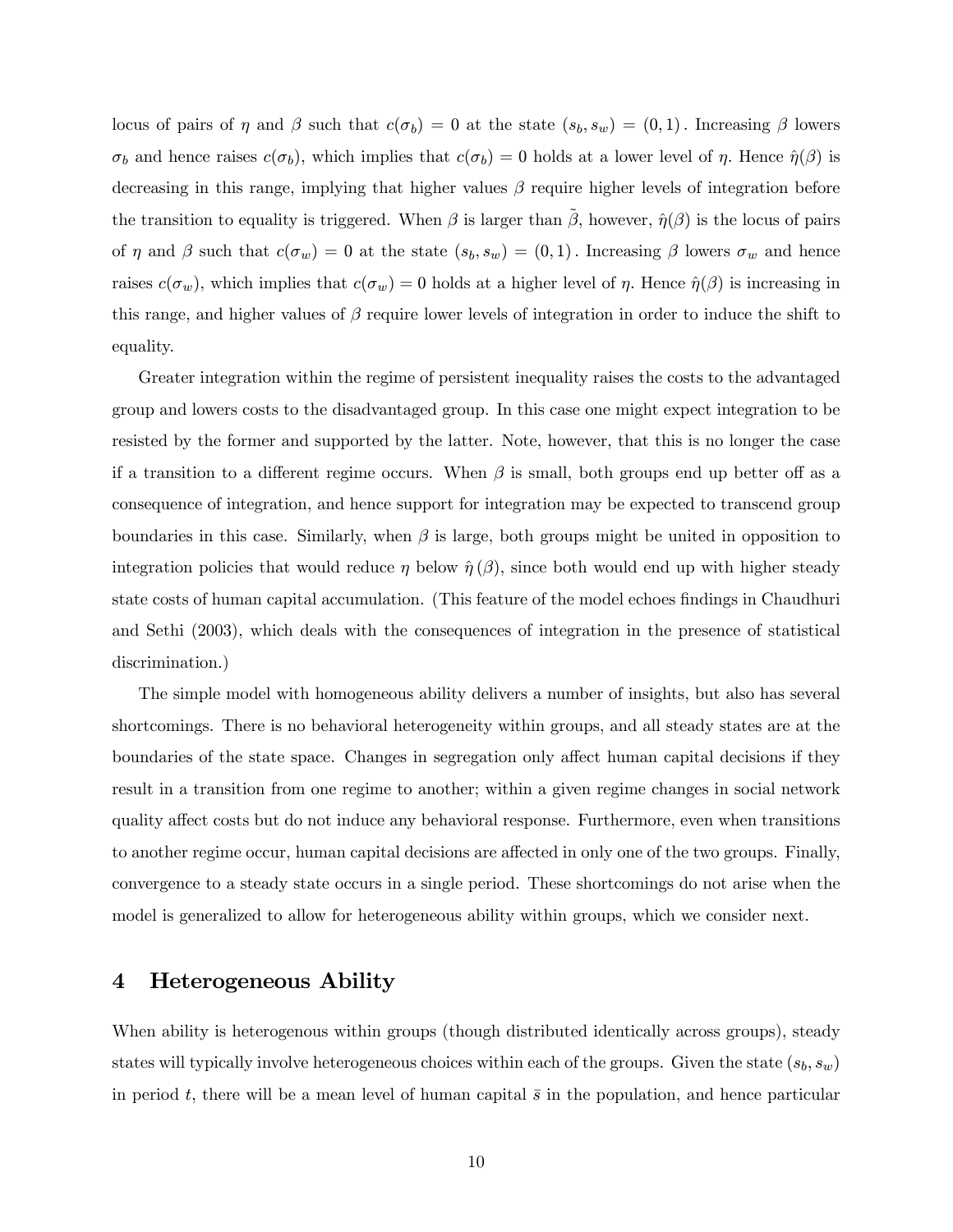locus of pairs of $\eta$ and $\beta$ such that $c(\sigma_b) = 0$ at the state $(s_b, s_w) = (0, 1)$. Increasing $\beta$ lowers $\sigma_b$ and hence raises $c(\sigma_b)$, which implies that $c(\sigma_b) = 0$ holds at a lower level of $\eta$. Hence $\hat{\eta}(\beta)$ is decreasing in this range, implying that higher values $\beta$ require higher levels of integration before the transition to equality is triggered. When $\beta$ is larger than $\tilde{\beta}$, however, $\hat{\eta}(\beta)$ is the locus of pairs of $\eta$ and $\beta$ such that $c(\sigma_w) = 0$ at the state $(s_b, s_w) = (0, 1)$. Increasing $\beta$ lowers $\sigma_w$ and hence raises $c(\sigma_w)$, which implies that $c(\sigma_w) = 0$ holds at a higher level of $\eta$. Hence $\hat{\eta}(\beta)$ is increasing in this range, and higher values of $\beta$ require lower levels of integration in order to induce the shift to equality.

Greater integration within the regime of persistent inequality raises the costs to the advantaged group and lowers costs to the disadvantaged group. In this case one might expect integration to be resisted by the former and supported by the latter. Note, however, that this is no longer the case if a transition to a different regime occurs. When $\beta$ is small, both groups end up better off as a consequence of integration, and hence support for integration may be expected to transcend group boundaries in this case. Similarly, when $\beta$ is large, both groups might be united in opposition to integration policies that would reduce $\eta$ below $\hat{\eta}(\beta)$, since both would end up with higher steady state costs of human capital accumulation. (This feature of the model echoes findings in Chaudhuri and Sethi (2003), which deals with the consequences of integration in the presence of statistical discrimination.)

The simple model with homogeneous ability delivers a number of insights, but also has several shortcomings. There is no behavioral heterogeneity within groups, and all steady states are at the boundaries of the state space. Changes in segregation only affect human capital decisions if they result in a transition from one regime to another; within a given regime changes in social network quality affect costs but do not induce any behavioral response. Furthermore, even when transitions to another regime occur, human capital decisions are affected in only one of the two groups. Finally, convergence to a steady state occurs in a single period. These shortcomings do not arise when the model is generalized to allow for heterogeneous ability within groups, which we consider next.

## 4 Heterogeneous Ability

When ability is heterogenous within groups (though distributed identically across groups), steady states will typically involve heterogeneous choices within each of the groups. Given the state $(s_b, s_w)$ in period $t$, there will be a mean level of human capital $\bar{s}$ in the population, and hence particular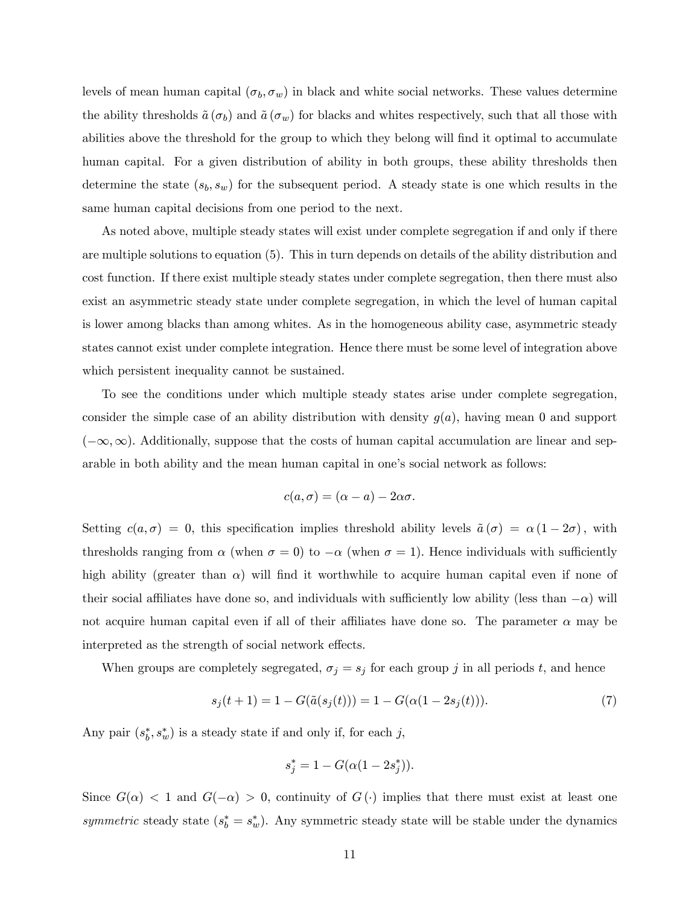levels of mean human capital $(\sigma_b, \sigma_w)$ in black and white social networks. These values determine the ability thresholds $\tilde{a}(\sigma_b)$ and $\tilde{a}(\sigma_w)$ for blacks and whites respectively, such that all those with abilities above the threshold for the group to which they belong will find it optimal to accumulate human capital. For a given distribution of ability in both groups, these ability thresholds then determine the state $(s_b, s_w)$ for the subsequent period. A steady state is one which results in the same human capital decisions from one period to the next.

As noted above, multiple steady states will exist under complete segregation if and only if there are multiple solutions to equation (5). This in turn depends on details of the ability distribution and cost function. If there exist multiple steady states under complete segregation, then there must also exist an asymmetric steady state under complete segregation, in which the level of human capital is lower among blacks than among whites. As in the homogeneous ability case, asymmetric steady states cannot exist under complete integration. Hence there must be some level of integration above which persistent inequality cannot be sustained.

To see the conditions under which multiple steady states arise under complete segregation, consider the simple case of an ability distribution with density $g(a)$, having mean 0 and support $(-\infty, \infty)$. Additionally, suppose that the costs of human capital accumulation are linear and separable in both ability and the mean human capital in one's social network as follows:

$$c(a, \sigma) = (\alpha - a) - 2\alpha\sigma.$$

Setting $c(a, \sigma) = 0$, this specification implies threshold ability levels $\tilde{a}(\sigma) = \alpha(1 - 2\sigma)$, with thresholds ranging from $\alpha$ (when $\sigma = 0$) to $-\alpha$ (when $\sigma = 1$). Hence individuals with sufficiently high ability (greater than $\alpha$) will find it worthwhile to acquire human capital even if none of their social affiliates have done so, and individuals with sufficiently low ability (less than $-\alpha$) will not acquire human capital even if all of their affiliates have done so. The parameter $\alpha$ may be interpreted as the strength of social network effects.

When groups are completely segregated, $\sigma_j = s_j$ for each group $j$ in all periods $t$, and hence

$$s_j(t+1) = 1 - G(\tilde{a}(s_j(t))) = 1 - G(\alpha(1 - 2s_j(t))). \tag{7}$$

Any pair $(s_b^*, s_w^*)$ is a steady state if and only if, for each $j$,

$$s_j^* = 1 - G(\alpha(1 - 2s_j^*)).$$

Since $G(\alpha) < 1$ and $G(-\alpha) > 0$, continuity of $G(\cdot)$ implies that there must exist at least one *symmetric* steady state ($s_b^* = s_w^*$). Any symmetric steady state will be stable under the dynamics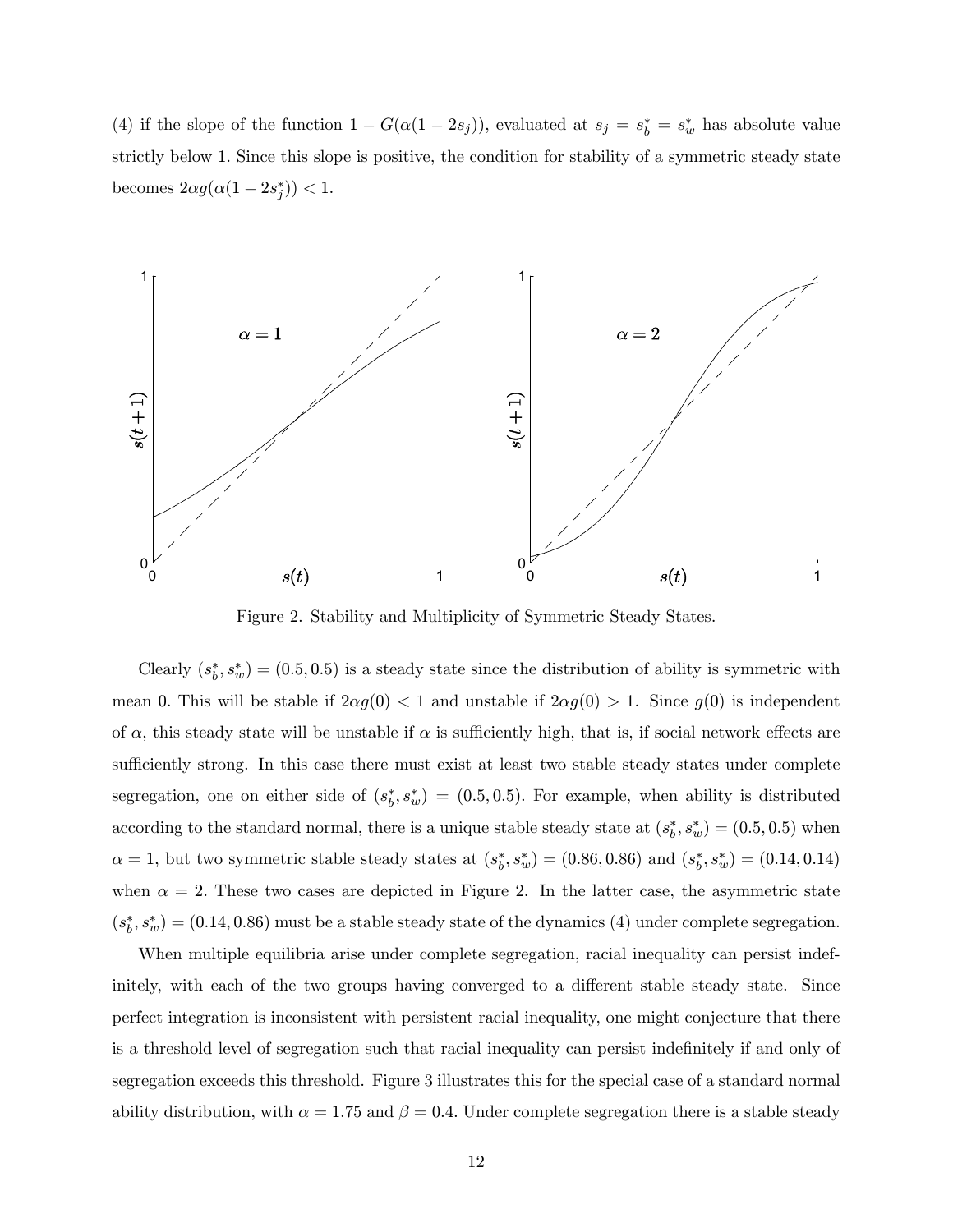(4) if the slope of the function $1 - G(\alpha(1-2s_j))$, evaluated at $s_j = s_b^* = s_w^*$ has absolute value strictly below 1. Since this slope is positive, the condition for stability of a symmetric steady state becomes $2\alpha g(\alpha(1-2s_j^*)) < 1$.

Figure 2. Stability and Multiplicity of Symmetric Steady States.

Clearly $(s_b^*, s_w^*) = (0.5, 0.5)$ is a steady state since the distribution of ability is symmetric with mean 0. This will be stable if $2\alpha g(0) < 1$ and unstable if $2\alpha g(0) > 1$. Since $g(0)$ is independent of $\alpha$, this steady state will be unstable if $\alpha$ is sufficiently high, that is, if social network effects are sufficiently strong. In this case there must exist at least two stable steady states under complete segregation, one on either side of $(s_b^*, s_w^*) = (0.5, 0.5)$. For example, when ability is distributed according to the standard normal, there is a unique stable steady state at $(s_b^*, s_w^*) = (0.5, 0.5)$ when $\alpha = 1$, but two symmetric stable steady states at $(s_b^*, s_w^*) = (0.86, 0.86)$ and $(s_b^*, s_w^*) = (0.14, 0.14)$ when $\alpha = 2$. These two cases are depicted in Figure 2. In the latter case, the asymmetric state $(s_b^*, s_w^*) = (0.14, 0.86)$ must be a stable steady state of the dynamics (4) under complete segregation.

When multiple equilibria arise under complete segregation, racial inequality can persist indefinitely, with each of the two groups having converged to a different stable steady state. Since perfect integration is inconsistent with persistent racial inequality, one might conjecture that there is a threshold level of segregation such that racial inequality can persist indefinitely if and only of segregation exceeds this threshold. Figure 3 illustrates this for the special case of a standard normal ability distribution, with $\alpha = 1.75$ and $\beta = 0.4$. Under complete segregation there is a stable steady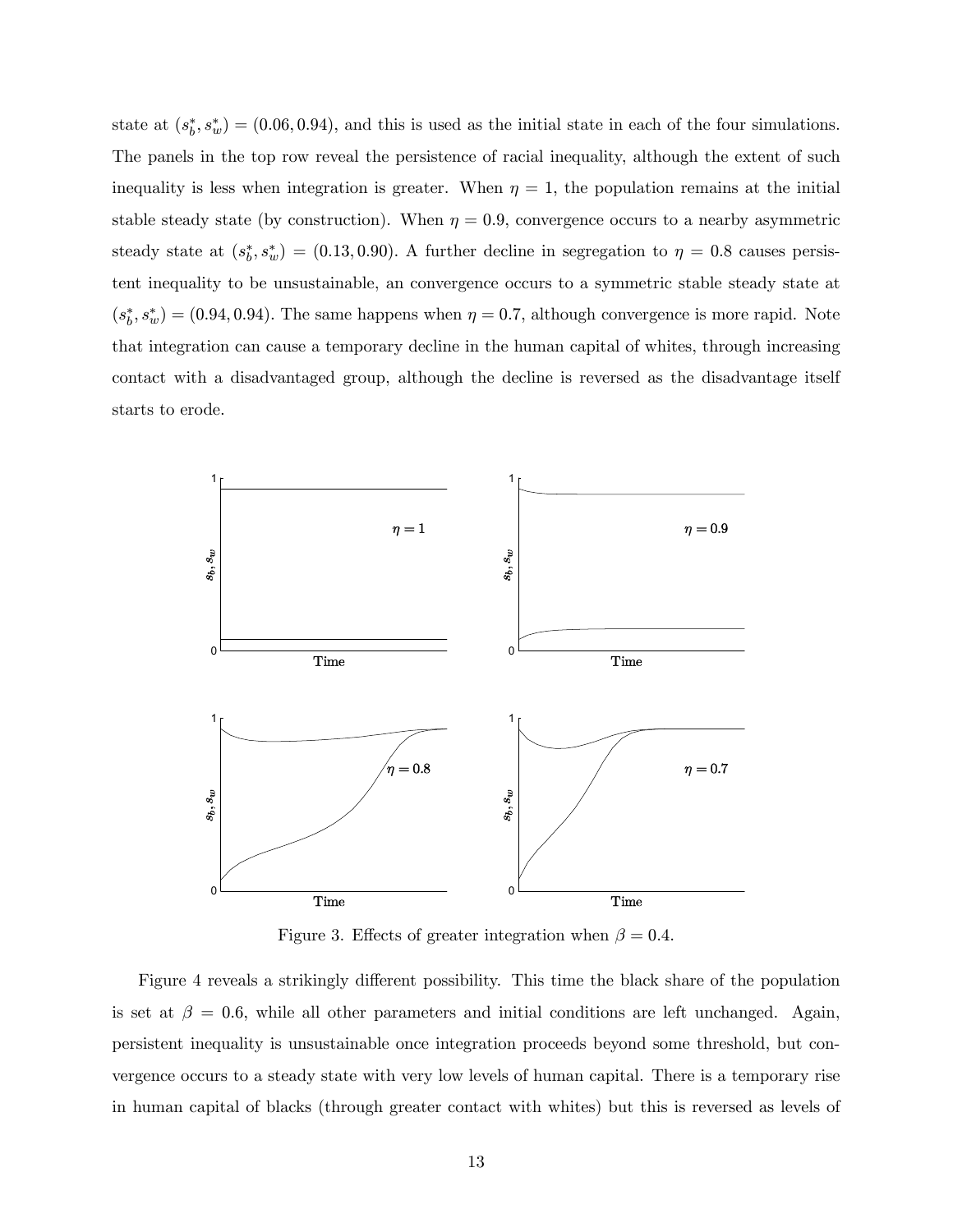state at $(s_b^*, s_w^*) = (0.06, 0.94)$, and this is used as the initial state in each of the four simulations. The panels in the top row reveal the persistence of racial inequality, although the extent of such inequality is less when integration is greater. When $\eta = 1$, the population remains at the initial stable steady state (by construction). When $\eta = 0.9$, convergence occurs to a nearby asymmetric steady state at $(s_b^*, s_w^*) = (0.13, 0.90)$. A further decline in segregation to $\eta = 0.8$ causes persistent inequality to be unsustainable, an convergence occurs to a symmetric stable steady state at $(s_b^*, s_w^*) = (0.94, 0.94)$. The same happens when $\eta = 0.7$, although convergence is more rapid. Note that integration can cause a temporary decline in the human capital of whites, through increasing contact with a disadvantaged group, although the decline is reversed as the disadvantage itself starts to erode.

Figure 3. Effects of greater integration when $\beta = 0.4$.

Figure 4 reveals a strikingly different possibility. This time the black share of the population is set at $\beta = 0.6$, while all other parameters and initial conditions are left unchanged. Again, persistent inequality is unsustainable once integration proceeds beyond some threshold, but convergence occurs to a steady state with very low levels of human capital. There is a temporary rise in human capital of blacks (through greater contact with whites) but this is reversed as levels of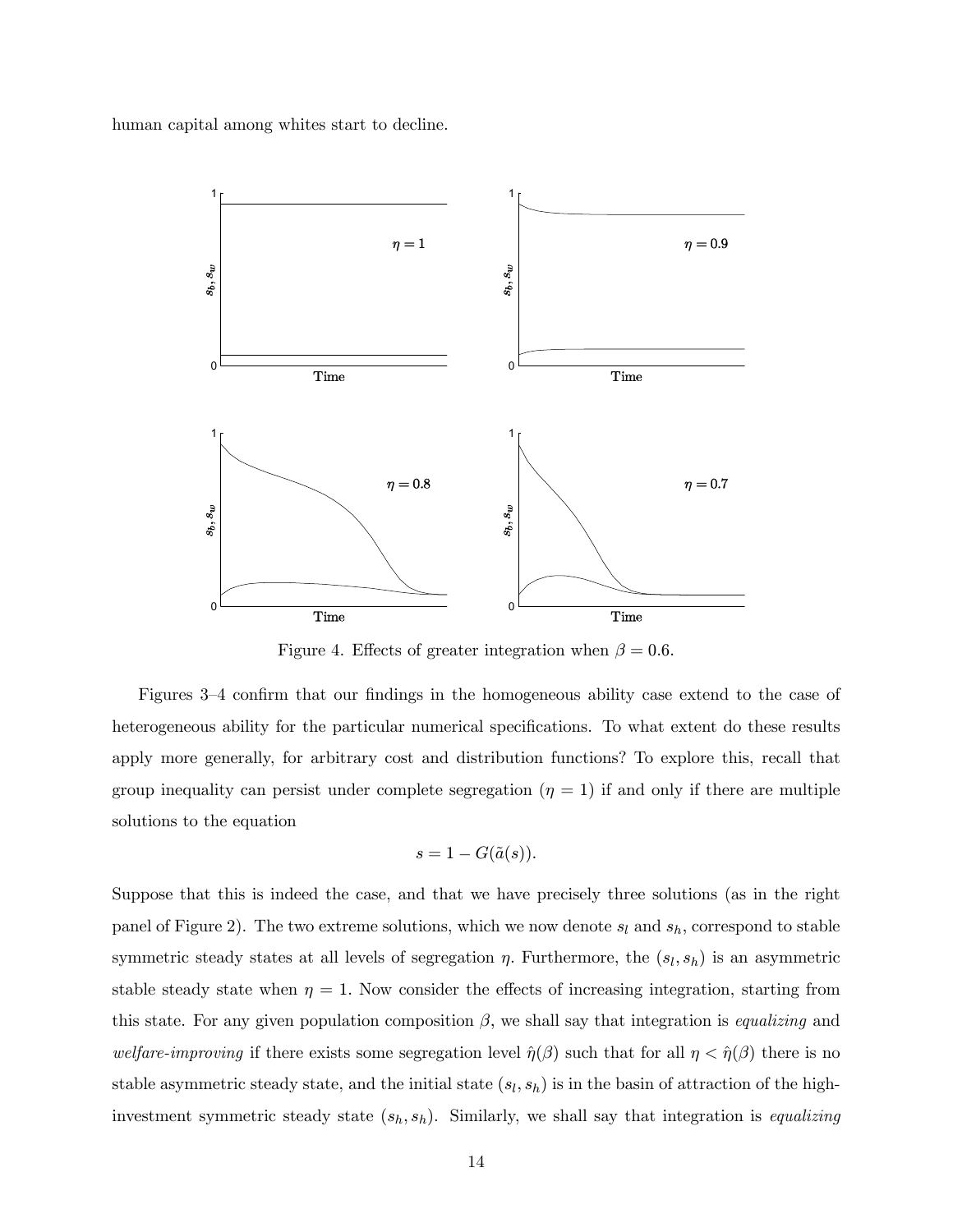human capital among whites start to decline.

Figure 4. Effects of greater integration when $\beta = 0.6$.

Figures 3–4 confirm that our findings in the homogeneous ability case extend to the case of heterogeneous ability for the particular numerical specifications. To what extent do these results apply more generally, for arbitrary cost and distribution functions? To explore this, recall that group inequality can persist under complete segregation ($\eta = 1$) if and only if there are multiple solutions to the equation

$$s = 1 - G(\tilde{a}(s)).$$

Suppose that this is indeed the case, and that we have precisely three solutions (as in the right panel of Figure 2). The two extreme solutions, which we now denote $s_l$ and $s_h$, correspond to stable symmetric steady states at all levels of segregation $\eta$. Furthermore, the $(s_l, s_h)$ is an asymmetric stable steady state when $\eta = 1$. Now consider the effects of increasing integration, starting from this state. For any given population composition $\beta$, we shall say that integration is *equalizing* and *welfare-improving* if there exists some segregation level $\hat{\eta}(\beta)$ such that for all $\eta < \hat{\eta}(\beta)$ there is no stable asymmetric steady state, and the initial state $(s_l, s_h)$ is in the basin of attraction of the high-investment symmetric steady state $(s_h, s_h)$. Similarly, we shall say that integration is *equalizing*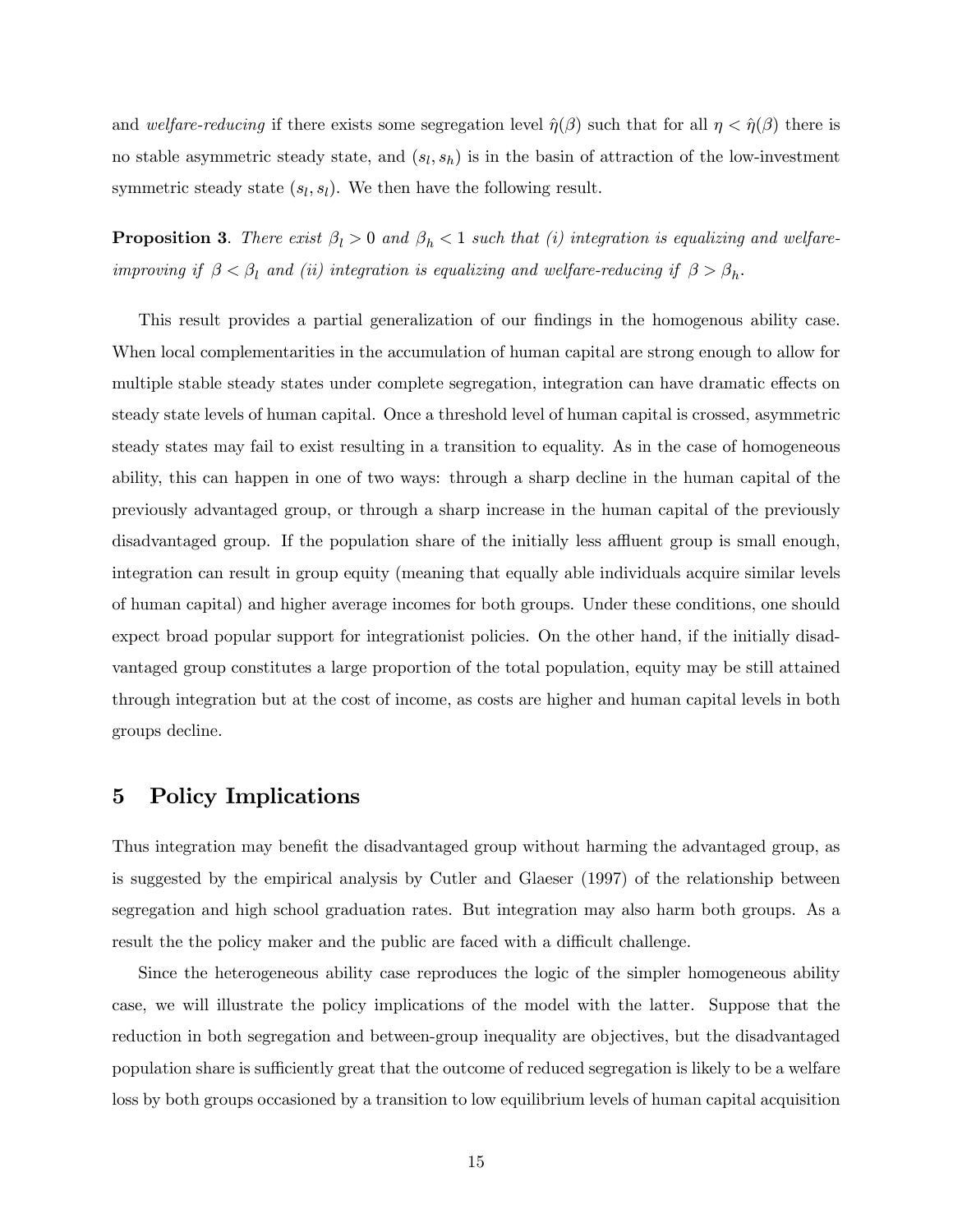and *welfare-reducing* if there exists some segregation level $\hat{\eta}(\beta)$ such that for all $\eta < \hat{\eta}(\beta)$ there is no stable asymmetric steady state, and $(s_l, s_h)$ is in the basin of attraction of the low-investment symmetric steady state $(s_l, s_l)$. We then have the following result.

**Proposition 3**. *There exist $\beta_l > 0$ and $\beta_h < 1$ such that (i) integration is equalizing and welfare-improving if $\beta < \beta_l$ and (ii) integration is equalizing and welfare-reducing if $\beta > \beta_h$.*

This result provides a partial generalization of our findings in the homogenous ability case. When local complementarities in the accumulation of human capital are strong enough to allow for multiple stable steady states under complete segregation, integration can have dramatic effects on steady state levels of human capital. Once a threshold level of human capital is crossed, asymmetric steady states may fail to exist resulting in a transition to equality. As in the case of homogeneous ability, this can happen in one of two ways: through a sharp decline in the human capital of the previously advantaged group, or through a sharp increase in the human capital of the previously disadvantaged group. If the population share of the initially less affluent group is small enough, integration can result in group equity (meaning that equally able individuals acquire similar levels of human capital) and higher average incomes for both groups. Under these conditions, one should expect broad popular support for integrationist policies. On the other hand, if the initially disadvantaged group constitutes a large proportion of the total population, equity may be still attained through integration but at the cost of income, as costs are higher and human capital levels in both groups decline.

## 5 Policy Implications

Thus integration may benefit the disadvantaged group without harming the advantaged group, as is suggested by the empirical analysis by Cutler and Glaeser (1997) of the relationship between segregation and high school graduation rates. But integration may also harm both groups. As a result the the policy maker and the public are faced with a difficult challenge.

Since the heterogeneous ability case reproduces the logic of the simpler homogeneous ability case, we will illustrate the policy implications of the model with the latter. Suppose that the reduction in both segregation and between-group inequality are objectives, but the disadvantaged population share is sufficiently great that the outcome of reduced segregation is likely to be a welfare loss by both groups occasioned by a transition to low equilibrium levels of human capital acquisition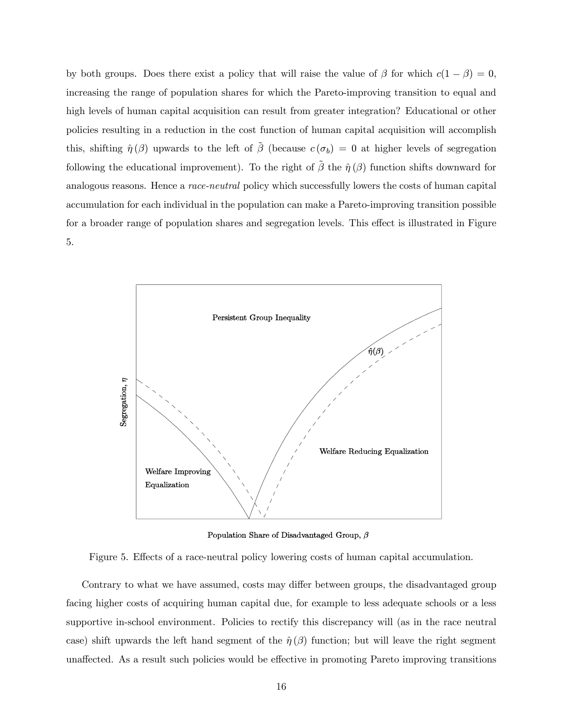by both groups. Does there exist a policy that will raise the value of $\beta$ for which $c(1-\beta)=0$, increasing the range of population shares for which the Pareto-improving transition to equal and high levels of human capital acquisition can result from greater integration? Educational or other policies resulting in a reduction in the cost function of human capital acquisition will accomplish this, shifting $\hat{\eta}(\beta)$ upwards to the left of $\tilde{\beta}$ (because $c(\sigma_b)=0$ at higher levels of segregation following the educational improvement). To the right of $\tilde{\beta}$ the $\hat{\eta}(\beta)$ function shifts downward for analogous reasons. Hence a *race-neutral* policy which successfully lowers the costs of human capital accumulation for each individual in the population can make a Pareto-improving transition possible for a broader range of population shares and segregation levels. This effect is illustrated in Figure 5.

Figure 5. Effects of a race-neutral policy lowering costs of human capital accumulation.

Contrary to what we have assumed, costs may differ between groups, the disadvantaged group facing higher costs of acquiring human capital due, for example to less adequate schools or a less supportive in-school environment. Policies to rectify this discrepancy will (as in the race neutral case) shift upwards the left hand segment of the $\hat{\eta}(\beta)$ function; but will leave the right segment unaffected. As a result such policies would be effective in promoting Pareto improving transitions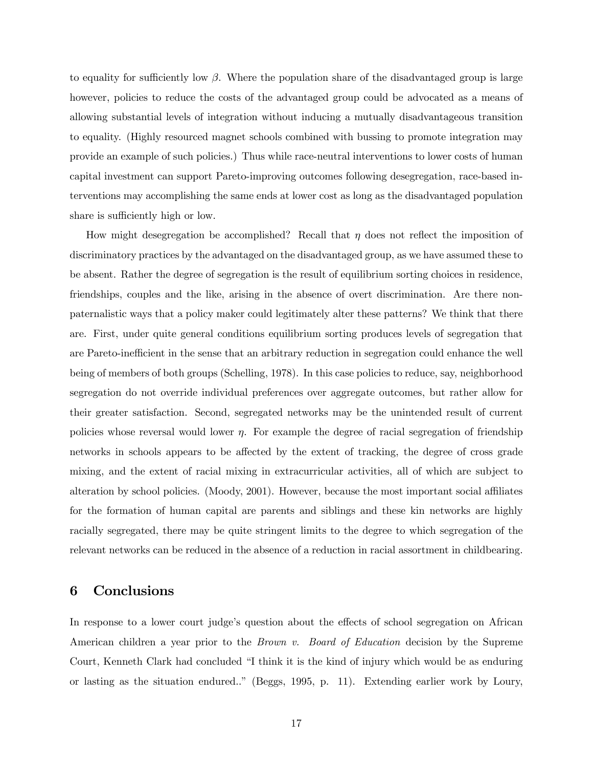to equality for sufficiently low $\beta$. Where the population share of the disadvantaged group is large however, policies to reduce the costs of the advantaged group could be advocated as a means of allowing substantial levels of integration without inducing a mutually disadvantageous transition to equality. (Highly resourced magnet schools combined with bussing to promote integration may provide an example of such policies.) Thus while race-neutral interventions to lower costs of human capital investment can support Pareto-improving outcomes following desegregation, race-based interventions may accomplishing the same ends at lower cost as long as the disadvantaged population share is sufficiently high or low.

How might desegregation be accomplished? Recall that $\eta$ does not reflect the imposition of discriminatory practices by the advantaged on the disadvantaged group, as we have assumed these to be absent. Rather the degree of segregation is the result of equilibrium sorting choices in residence, friendships, couples and the like, arising in the absence of overt discrimination. Are there non-paternalistic ways that a policy maker could legitimately alter these patterns? We think that there are. First, under quite general conditions equilibrium sorting produces levels of segregation that are Pareto-inefficient in the sense that an arbitrary reduction in segregation could enhance the well being of members of both groups (Schelling, 1978). In this case policies to reduce, say, neighborhood segregation do not override individual preferences over aggregate outcomes, but rather allow for their greater satisfaction. Second, segregated networks may be the unintended result of current policies whose reversal would lower $\eta$. For example the degree of racial segregation of friendship networks in schools appears to be affected by the extent of tracking, the degree of cross grade mixing, and the extent of racial mixing in extracurricular activities, all of which are subject to alteration by school policies. (Moody, 2001). However, because the most important social affiliates for the formation of human capital are parents and siblings and these kin networks are highly racially segregated, there may be quite stringent limits to the degree to which segregation of the relevant networks can be reduced in the absence of a reduction in racial assortment in childbearing.

## 6 Conclusions

In response to a lower court judge's question about the effects of school segregation on African American children a year prior to the *Brown v. Board of Education* decision by the Supreme Court, Kenneth Clark had concluded "I think it is the kind of injury which would be as enduring or lasting as the situation endured.." (Beggs, 1995, p. 11). Extending earlier work by Loury,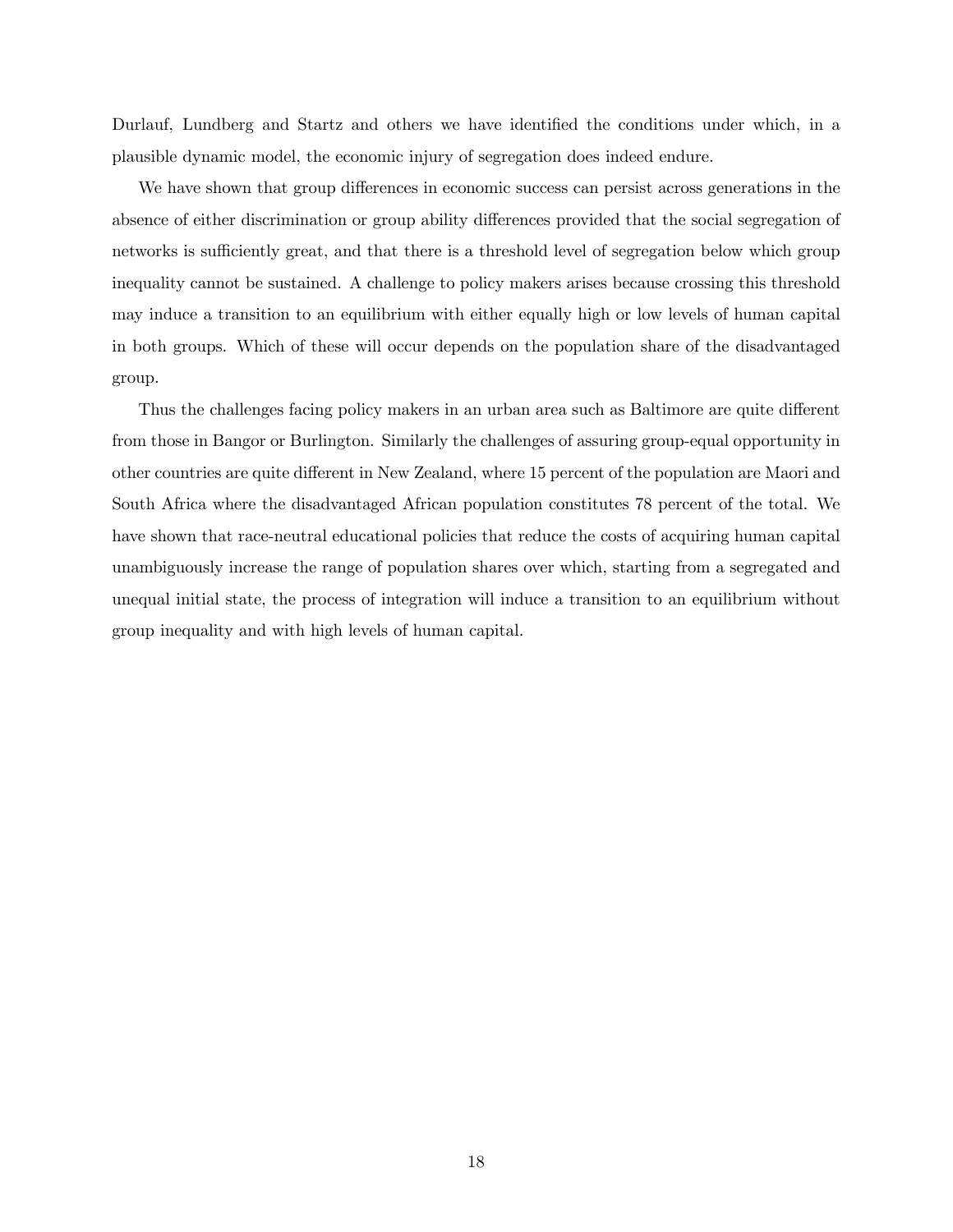Durlauf, Lundberg and Startz and others we have identified the conditions under which, in a plausible dynamic model, the economic injury of segregation does indeed endure.

We have shown that group differences in economic success can persist across generations in the absence of either discrimination or group ability differences provided that the social segregation of networks is sufficiently great, and that there is a threshold level of segregation below which group inequality cannot be sustained. A challenge to policy makers arises because crossing this threshold may induce a transition to an equilibrium with either equally high or low levels of human capital in both groups. Which of these will occur depends on the population share of the disadvantaged group.

Thus the challenges facing policy makers in an urban area such as Baltimore are quite different from those in Bangor or Burlington. Similarly the challenges of assuring group-equal opportunity in other countries are quite different in New Zealand, where 15 percent of the population are Maori and South Africa where the disadvantaged African population constitutes 78 percent of the total. We have shown that race-neutral educational policies that reduce the costs of acquiring human capital unambiguously increase the range of population shares over which, starting from a segregated and unequal initial state, the process of integration will induce a transition to an equilibrium without group inequality and with high levels of human capital.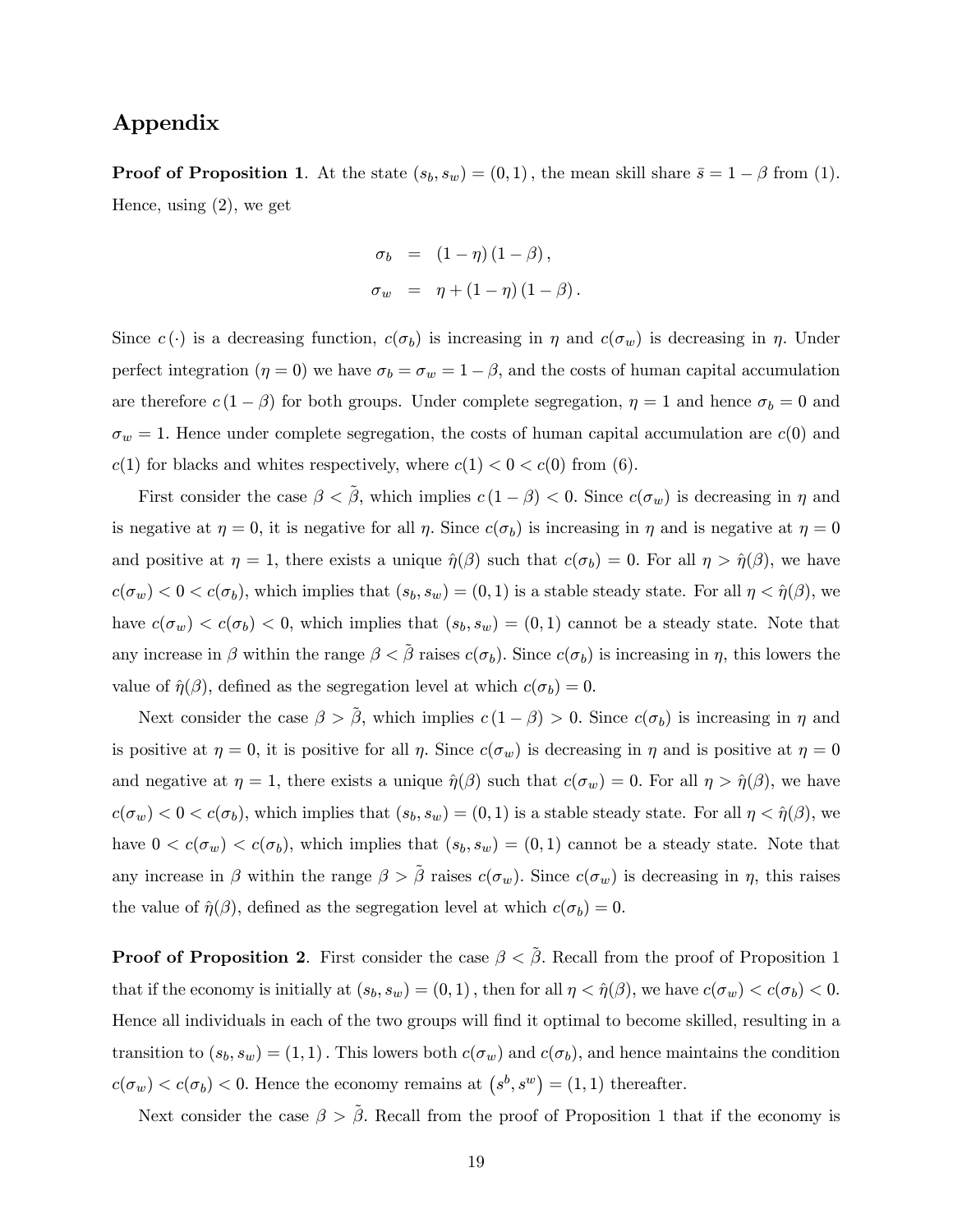# Appendix

**Proof of Proposition 1**. At the state $(s_b, s_w) = (0, 1)$, the mean skill share $\bar{s} = 1 - \beta$ from (1). Hence, using (2), we get

$$\sigma_b = (1 - \eta)(1 - \beta),$$

$$\sigma_w = \eta + (1 - \eta)(1 - \beta).$$

Since $c(\cdot)$ is a decreasing function, $c(\sigma_b)$ is increasing in $\eta$ and $c(\sigma_w)$ is decreasing in $\eta$. Under perfect integration ($\eta = 0$) we have $\sigma_b = \sigma_w = 1 - \beta$, and the costs of human capital accumulation are therefore $c(1 - \beta)$ for both groups. Under complete segregation, $\eta = 1$ and hence $\sigma_b = 0$ and $\sigma_w = 1$. Hence under complete segregation, the costs of human capital accumulation are $c(0)$ and $c(1)$ for blacks and whites respectively, where $c(1) < 0 < c(0)$ from (6).

First consider the case $\beta < \tilde{\beta}$, which implies $c(1 - \beta) < 0$. Since $c(\sigma_w)$ is decreasing in $\eta$ and is negative at $\eta = 0$, it is negative for all $\eta$. Since $c(\sigma_b)$ is increasing in $\eta$ and is negative at $\eta = 0$ and positive at $\eta = 1$, there exists a unique $\hat{\eta}(\beta)$ such that $c(\sigma_b) = 0$. For all $\eta > \hat{\eta}(\beta)$, we have $c(\sigma_w) < 0 < c(\sigma_b)$, which implies that $(s_b, s_w) = (0, 1)$ is a stable steady state. For all $\eta < \hat{\eta}(\beta)$, we have $c(\sigma_w) < c(\sigma_b) < 0$, which implies that $(s_b, s_w) = (0, 1)$ cannot be a steady state. Note that any increase in $\beta$ within the range $\beta < \tilde{\beta}$ raises $c(\sigma_b)$. Since $c(\sigma_b)$ is increasing in $\eta$, this lowers the value of $\hat{\eta}(\beta)$, defined as the segregation level at which $c(\sigma_b) = 0$.

Next consider the case $\beta > \tilde{\beta}$, which implies $c(1 - \beta) > 0$. Since $c(\sigma_b)$ is increasing in $\eta$ and is positive at $\eta = 0$, it is positive for all $\eta$. Since $c(\sigma_w)$ is decreasing in $\eta$ and is positive at $\eta = 0$ and negative at $\eta = 1$, there exists a unique $\hat{\eta}(\beta)$ such that $c(\sigma_w) = 0$. For all $\eta > \hat{\eta}(\beta)$, we have $c(\sigma_w) < 0 < c(\sigma_b)$, which implies that $(s_b, s_w) = (0, 1)$ is a stable steady state. For all $\eta < \hat{\eta}(\beta)$, we have $0 < c(\sigma_w) < c(\sigma_b)$, which implies that $(s_b, s_w) = (0, 1)$ cannot be a steady state. Note that any increase in $\beta$ within the range $\beta > \tilde{\beta}$ raises $c(\sigma_w)$. Since $c(\sigma_w)$ is decreasing in $\eta$, this raises the value of $\hat{\eta}(\beta)$, defined as the segregation level at which $c(\sigma_b) = 0$.

**Proof of Proposition 2**. First consider the case $\beta < \tilde{\beta}$. Recall from the proof of Proposition 1 that if the economy is initially at $(s_b, s_w) = (0, 1)$, then for all $\eta < \hat{\eta}(\beta)$, we have $c(\sigma_w) < c(\sigma_b) < 0$. Hence all individuals in each of the two groups will find it optimal to become skilled, resulting in a transition to $(s_b, s_w) = (1, 1)$. This lowers both $c(\sigma_w)$ and $c(\sigma_b)$, and hence maintains the condition $c(\sigma_w) < c(\sigma_b) < 0$. Hence the economy remains at $(s^b, s^w) = (1, 1)$ thereafter.

Next consider the case $\beta > \tilde{\beta}$. Recall from the proof of Proposition 1 that if the economy is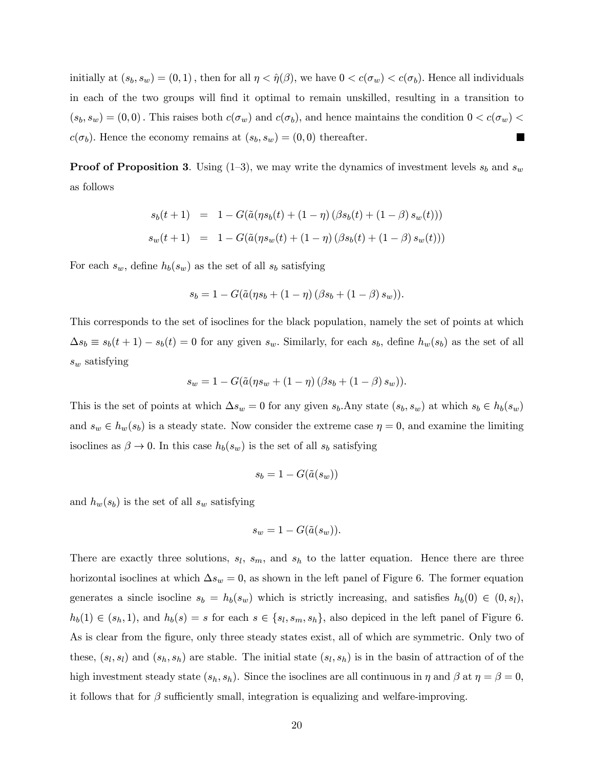initially at $(s_b, s_w) = (0, 1)$, then for all $\eta < \hat{\eta}(\beta)$, we have $0 < c(\sigma_w) < c(\sigma_b)$. Hence all individuals in each of the two groups will find it optimal to remain unskilled, resulting in a transition to $(s_b, s_w) = (0, 0)$. This raises both $c(\sigma_w)$ and $c(\sigma_b)$, and hence maintains the condition $0 < c(\sigma_w) < c(\sigma_b)$. Hence the economy remains at $(s_b, s_w) = (0, 0)$ thereafter. ■

**Proof of Proposition 3**. Using (1–3), we may write the dynamics of investment levels $s_b$ and $s_w$ as follows

$$
\begin{aligned}
s_b(t+1) &= 1 - G(\tilde{a}(\eta s_b(t) + (1-\eta)(\beta s_b(t) + (1-\beta) s_w(t))) \\
s_w(t+1) &= 1 - G(\tilde{a}(\eta s_w(t) + (1-\eta)(\beta s_b(t) + (1-\beta) s_w(t)))
\end{aligned}
$$

For each $s_w$, define $h_b(s_w)$ as the set of all $s_b$ satisfying

$$
s_b = 1 - G(\tilde{a}(\eta s_b + (1-\eta)(\beta s_b + (1-\beta) s_w)).
$$

This corresponds to the set of isoclines for the black population, namely the set of points at which $\Delta s_b \equiv s_b(t+1) - s_b(t) = 0$ for any given $s_w$. Similarly, for each $s_b$, define $h_w(s_b)$ as the set of all $s_w$ satisfying

$$
s_w = 1 - G(\tilde{a}(\eta s_w + (1-\eta)(\beta s_b + (1-\beta) s_w)).
$$

This is the set of points at which $\Delta s_w = 0$ for any given $s_b$.Any state $(s_b, s_w)$ at which $s_b \in h_b(s_w)$ and $s_w \in h_w(s_b)$ is a steady state. Now consider the extreme case $\eta = 0$, and examine the limiting isoclines as $\beta \to 0$. In this case $h_b(s_w)$ is the set of all $s_b$ satisfying

$$
s_b = 1 - G(\tilde{a}(s_w))
$$

and $h_w(s_b)$ is the set of all $s_w$ satisfying

$$
s_w = 1 - G(\tilde{a}(s_w)).
$$

There are exactly three solutions, $s_l$, $s_m$, and $s_h$ to the latter equation. Hence there are three horizontal isoclines at which $\Delta s_w = 0$, as shown in the left panel of Figure 6. The former equation generates a sincle isocline $s_b = h_b(s_w)$ which is strictly increasing, and satisfies $h_b(0) \in (0, s_l)$, $h_b(1) \in (s_h, 1)$, and $h_b(s) = s$ for each $s \in \{s_l, s_m, s_h\}$, also depiced in the left panel of Figure 6. As is clear from the figure, only three steady states exist, all of which are symmetric. Only two of these, $(s_l, s_l)$ and $(s_h, s_h)$ are stable. The initial state $(s_l, s_h)$ is in the basin of attraction of of the high investment steady state $(s_h, s_h)$. Since the isoclines are all continuous in $\eta$ and $\beta$ at $\eta = \beta = 0$, it follows that for $\beta$ sufficiently small, integration is equalizing and welfare-improving.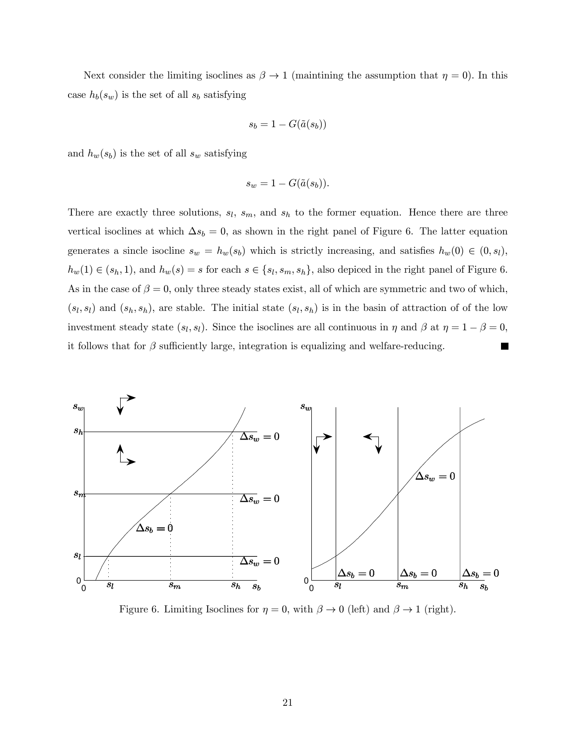Next consider the limiting isoclines as $\beta \to 1$ (maintining the assumption that $\eta = 0$). In this case $h_b(s_w)$ is the set of all $s_b$ satisfying

$$s_b = 1 - G(\tilde{a}(s_b))$$

and $h_w(s_b)$ is the set of all $s_w$ satisfying

$$s_w = 1 - G(\tilde{a}(s_b)).$$

There are exactly three solutions, $s_l$, $s_m$, and $s_h$ to the former equation. Hence there are three vertical isoclines at which $\Delta s_b = 0$, as shown in the right panel of Figure 6. The latter equation generates a sincle isocline $s_w = h_w(s_b)$ which is strictly increasing, and satisfies $h_w(0) \in (0, s_l)$, $h_w(1) \in (s_h, 1)$, and $h_w(s) = s$ for each $s \in \{s_l, s_m, s_h\}$, also depicted in the right panel of Figure 6. As in the case of $\beta = 0$, only three steady states exist, all of which are symmetric and two of which, $(s_l, s_l)$ and $(s_h, s_h)$, are stable. The initial state $(s_l, s_h)$ is in the basin of attraction of of the low investment steady state $(s_l, s_l)$. Since the isoclines are all continuous in $\eta$ and $\beta$ at $\eta = 1 - \beta = 0$, it follows that for $\beta$ sufficiently large, integration is equalizing and welfare-reducing. ■

Figure 6. Limiting Isoclines for $\eta = 0$, with $\beta \to 0$ (left) and $\beta \to 1$ (right).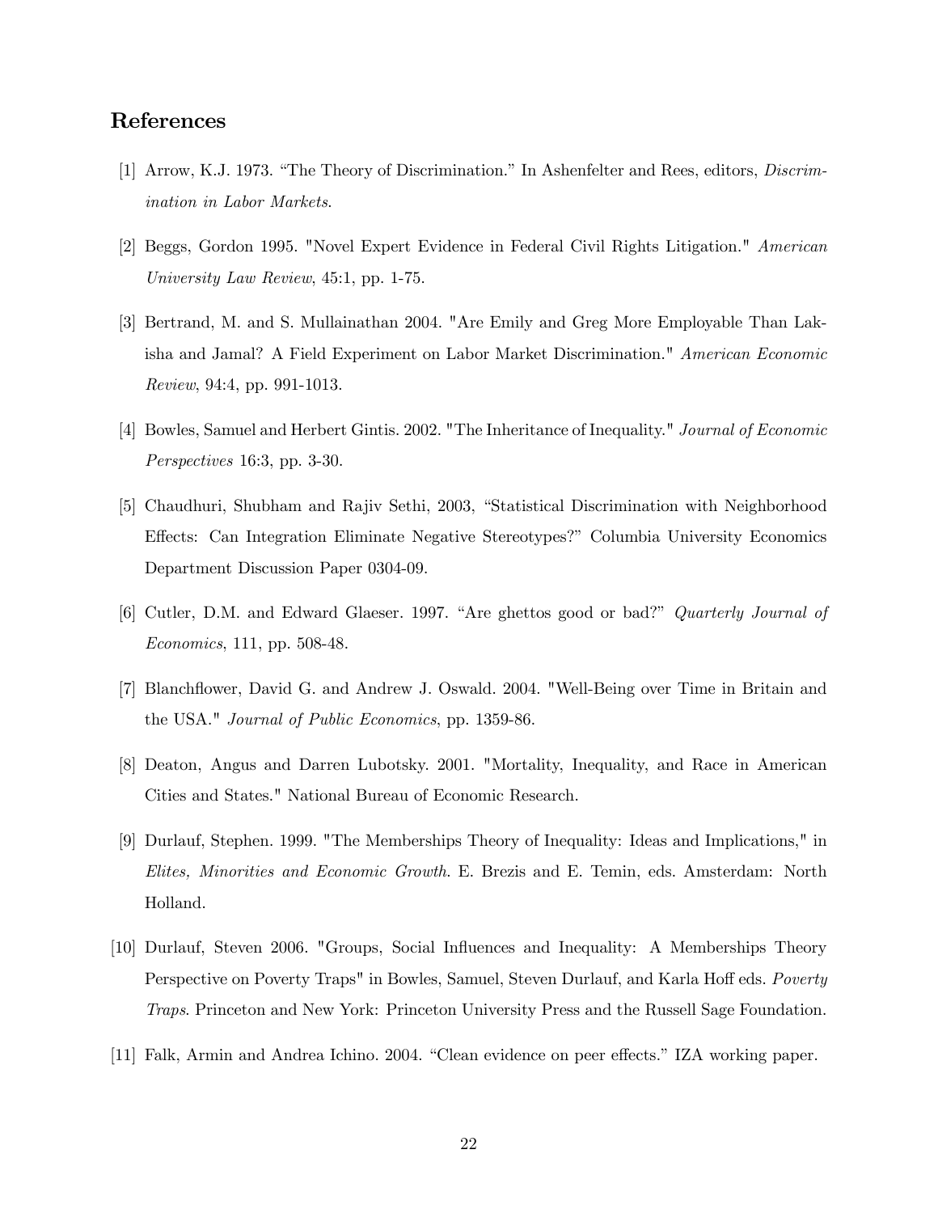## References

[1] Arrow, K.J. 1973. "The Theory of Discrimination." In Ashenfelter and Rees, editors, *Discrimination in Labor Markets*.

[2] Beggs, Gordon 1995. "Novel Expert Evidence in Federal Civil Rights Litigation." *American University Law Review*, 45:1, pp. 1-75.

[3] Bertrand, M. and S. Mullainathan 2004. "Are Emily and Greg More Employable Than Lakisha and Jamal? A Field Experiment on Labor Market Discrimination." *American Economic Review*, 94:4, pp. 991-1013.

[4] Bowles, Samuel and Herbert Gintis. 2002. "The Inheritance of Inequality." *Journal of Economic Perspectives* 16:3, pp. 3-30.

[5] Chaudhuri, Shubham and Rajiv Sethi, 2003, "Statistical Discrimination with Neighborhood Effects: Can Integration Eliminate Negative Stereotypes?" Columbia University Economics Department Discussion Paper 0304-09.

[6] Cutler, D.M. and Edward Glaeser. 1997. "Are ghettos good or bad?" *Quarterly Journal of Economics*, 111, pp. 508-48.

[7] Blanchflower, David G. and Andrew J. Oswald. 2004. "Well-Being over Time in Britain and the USA." *Journal of Public Economics*, pp. 1359-86.

[8] Deaton, Angus and Darren Lubotsky. 2001. "Mortality, Inequality, and Race in American Cities and States." National Bureau of Economic Research.

[9] Durlauf, Stephen. 1999. "The Memberships Theory of Inequality: Ideas and Implications," in *Elites, Minorities and Economic Growth*. E. Brezis and E. Temin, eds. Amsterdam: North Holland.

[10] Durlauf, Steven 2006. "Groups, Social Influences and Inequality: A Memberships Theory Perspective on Poverty Traps" in Bowles, Samuel, Steven Durlauf, and Karla Hoff eds. *Poverty Traps*. Princeton and New York: Princeton University Press and the Russell Sage Foundation.

[11] Falk, Armin and Andrea Ichino. 2004. "Clean evidence on peer effects." IZA working paper.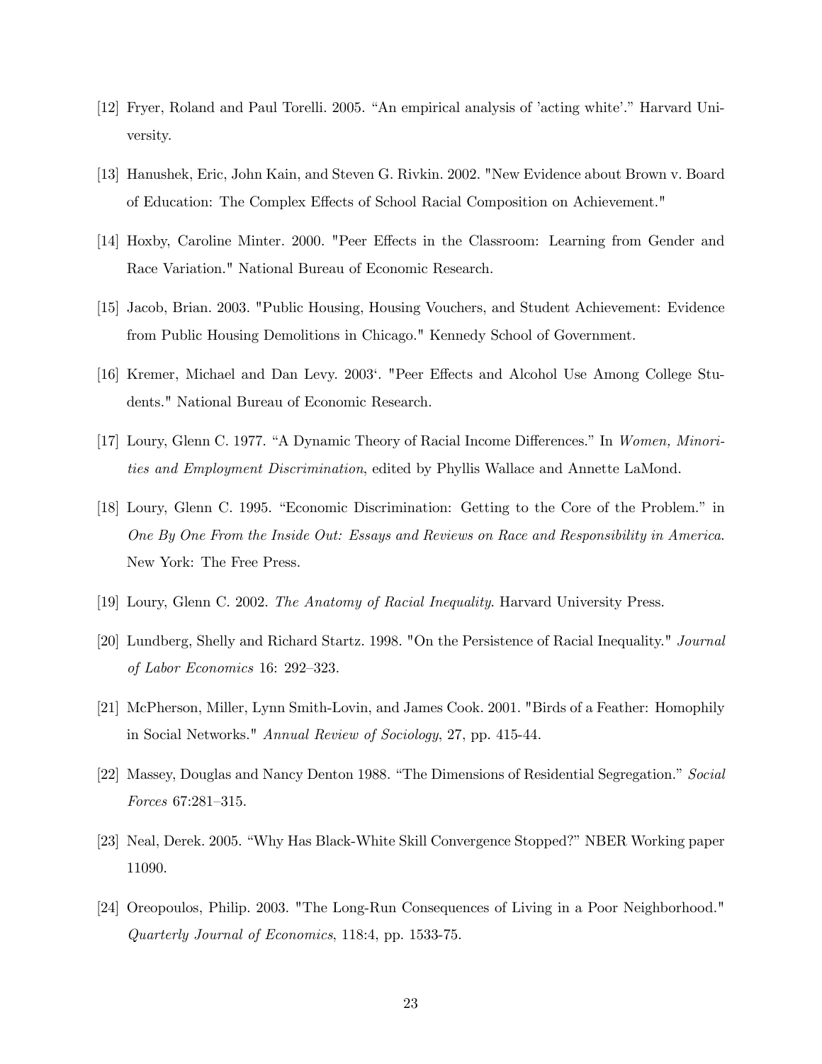[12] Fryer, Roland and Paul Torelli. 2005. "An empirical analysis of 'acting white'." Harvard University.

[13] Hanushek, Eric, John Kain, and Steven G. Rivkin. 2002. "New Evidence about Brown v. Board of Education: The Complex Effects of School Racial Composition on Achievement."

[14] Hoxby, Caroline Minter. 2000. "Peer Effects in the Classroom: Learning from Gender and Race Variation." National Bureau of Economic Research.

[15] Jacob, Brian. 2003. "Public Housing, Housing Vouchers, and Student Achievement: Evidence from Public Housing Demolitions in Chicago." Kennedy School of Government.

[16] Kremer, Michael and Dan Levy. 2003'. "Peer Effects and Alcohol Use Among College Students." National Bureau of Economic Research.

[17] Loury, Glenn C. 1977. "A Dynamic Theory of Racial Income Differences." In *Women, Minorities and Employment Discrimination*, edited by Phyllis Wallace and Annette LaMond.

[18] Loury, Glenn C. 1995. "Economic Discrimination: Getting to the Core of the Problem." in *One By One From the Inside Out: Essays and Reviews on Race and Responsibility in America*. New York: The Free Press.

[19] Loury, Glenn C. 2002. *The Anatomy of Racial Inequality*. Harvard University Press.

[20] Lundberg, Shelly and Richard Startz. 1998. "On the Persistence of Racial Inequality." *Journal of Labor Economics* 16: 292–323.

[21] McPherson, Miller, Lynn Smith-Lovin, and James Cook. 2001. "Birds of a Feather: Homophily in Social Networks." *Annual Review of Sociology*, 27, pp. 415-44.

[22] Massey, Douglas and Nancy Denton 1988. "The Dimensions of Residential Segregation." *Social Forces* 67:281–315.

[23] Neal, Derek. 2005. "Why Has Black-White Skill Convergence Stopped?" NBER Working paper 11090.

[24] Oreopoulos, Philip. 2003. "The Long-Run Consequences of Living in a Poor Neighborhood." *Quarterly Journal of Economics*, 118:4, pp. 1533-75.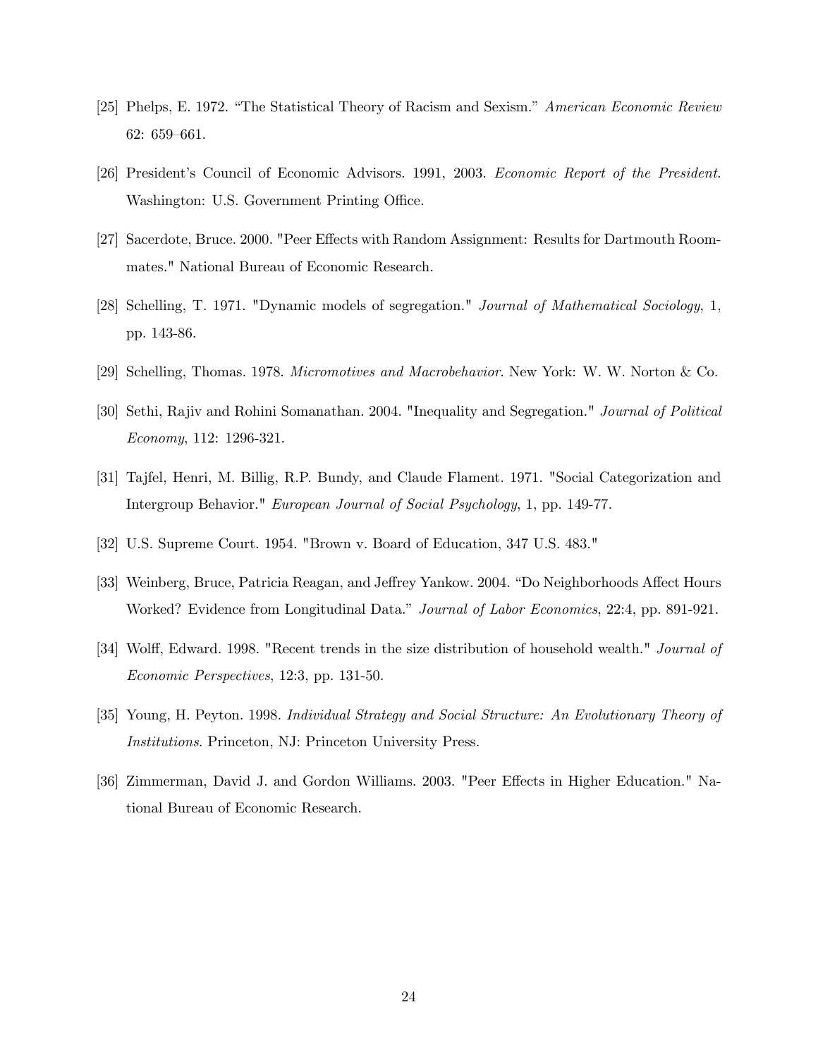[25] Phelps, E. 1972. "The Statistical Theory of Racism and Sexism." *American Economic Review* 62: 659–661.

[26] President's Council of Economic Advisors. 1991, 2003. *Economic Report of the President*. Washington: U.S. Government Printing Office.

[27] Sacerdote, Bruce. 2000. "Peer Effects with Random Assignment: Results for Dartmouth Roommates." National Bureau of Economic Research.

[28] Schelling, T. 1971. "Dynamic models of segregation." *Journal of Mathematical Sociology*, 1, pp. 143-86.

[29] Schelling, Thomas. 1978. *Micromotives and Macrobehavior*. New York: W. W. Norton & Co.

[30] Sethi, Rajiv and Rohini Somanathan. 2004. "Inequality and Segregation." *Journal of Political Economy*, 112: 1296-321.

[31] Tajfel, Henri, M. Billig, R.P. Bundy, and Claude Flament. 1971. "Social Categorization and Intergroup Behavior." *European Journal of Social Psychology*, 1, pp. 149-77.

[32] U.S. Supreme Court. 1954. "Brown v. Board of Education, 347 U.S. 483."

[33] Weinberg, Bruce, Patricia Reagan, and Jeffrey Yankow. 2004. "Do Neighborhoods Affect Hours Worked? Evidence from Longitudinal Data." *Journal of Labor Economics*, 22:4, pp. 891-921.

[34] Wolff, Edward. 1998. "Recent trends in the size distribution of household wealth." *Journal of Economic Perspectives*, 12:3, pp. 131-50.

[35] Young, H. Peyton. 1998. *Individual Strategy and Social Structure: An Evolutionary Theory of Institutions*. Princeton, NJ: Princeton University Press.

[36] Zimmerman, David J. and Gordon Williams. 2003. "Peer Effects in Higher Education." National Bureau of Economic Research.